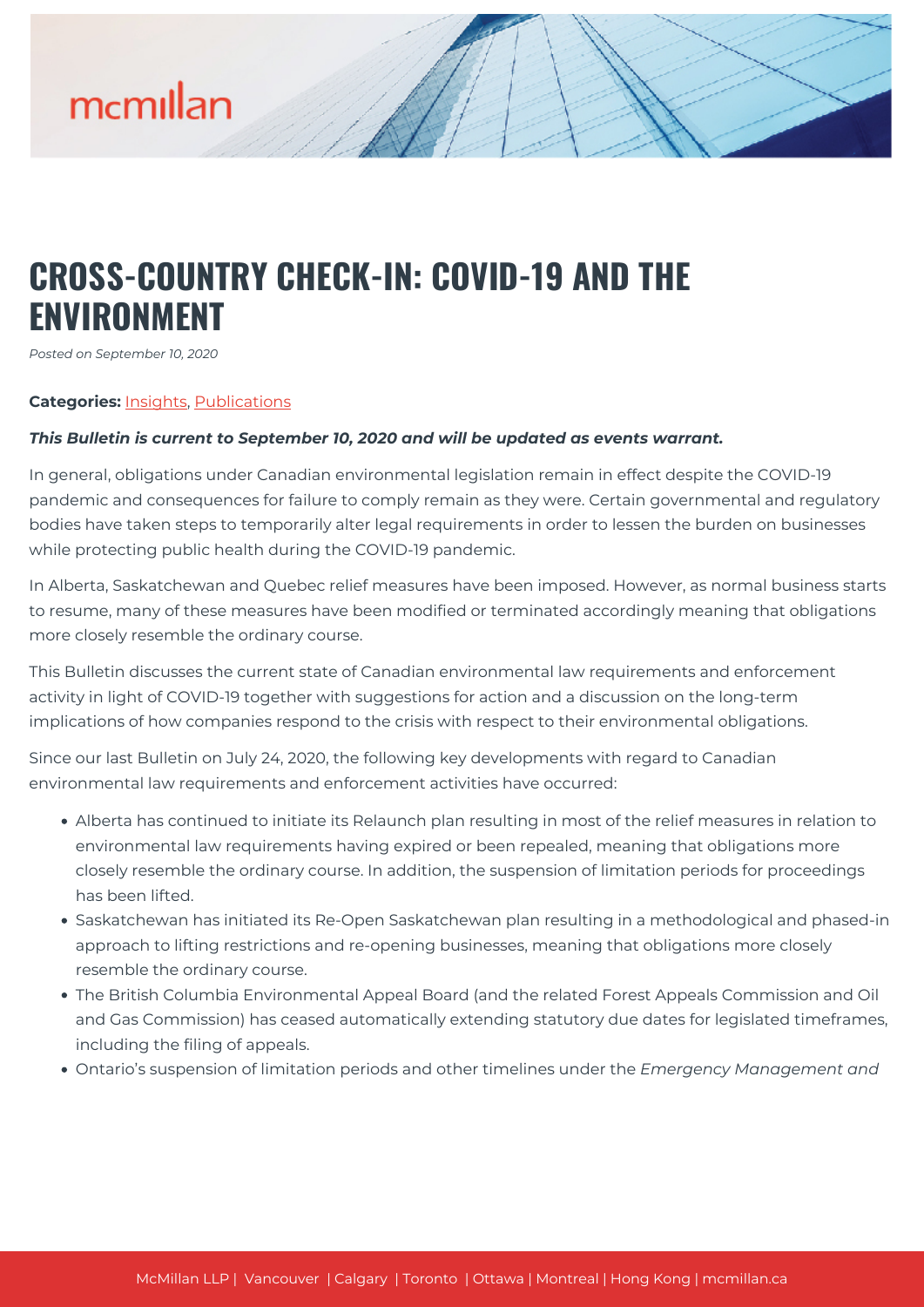# CROSS-COUNTRY CHECK-IN: COVID-19 AND THE ENVIRONMENT

*Posted on September 10, 2020*

**Categories:** Insights, Publications

***This Bulletin is current to September 10, 2020 and will be updated as events warrant.***

In general, obligations under Canadian environmental legislation remain in effect despite the COVID-19 pandemic and consequences for failure to comply remain as they were. Certain governmental and regulatory bodies have taken steps to temporarily alter legal requirements in order to lessen the burden on businesses while protecting public health during the COVID-19 pandemic.

In Alberta, Saskatchewan and Quebec relief measures have been imposed. However, as normal business starts to resume, many of these measures have been modified or terminated accordingly meaning that obligations more closely resemble the ordinary course.

This Bulletin discusses the current state of Canadian environmental law requirements and enforcement activity in light of COVID-19 together with suggestions for action and a discussion on the long-term implications of how companies respond to the crisis with respect to their environmental obligations.

Since our last Bulletin on July 24, 2020, the following key developments with regard to Canadian environmental law requirements and enforcement activities have occurred:

- Alberta has continued to initiate its Relaunch plan resulting in most of the relief measures in relation to environmental law requirements having expired or been repealed, meaning that obligations more closely resemble the ordinary course. In addition, the suspension of limitation periods for proceedings has been lifted.
- Saskatchewan has initiated its Re-Open Saskatchewan plan resulting in a methodological and phased-in approach to lifting restrictions and re-opening businesses, meaning that obligations more closely resemble the ordinary course.
- The British Columbia Environmental Appeal Board (and the related Forest Appeals Commission and Oil and Gas Commission) has ceased automatically extending statutory due dates for legislated timeframes, including the filing of appeals.
- Ontario's suspension of limitation periods and other timelines under the *Emergency Management and*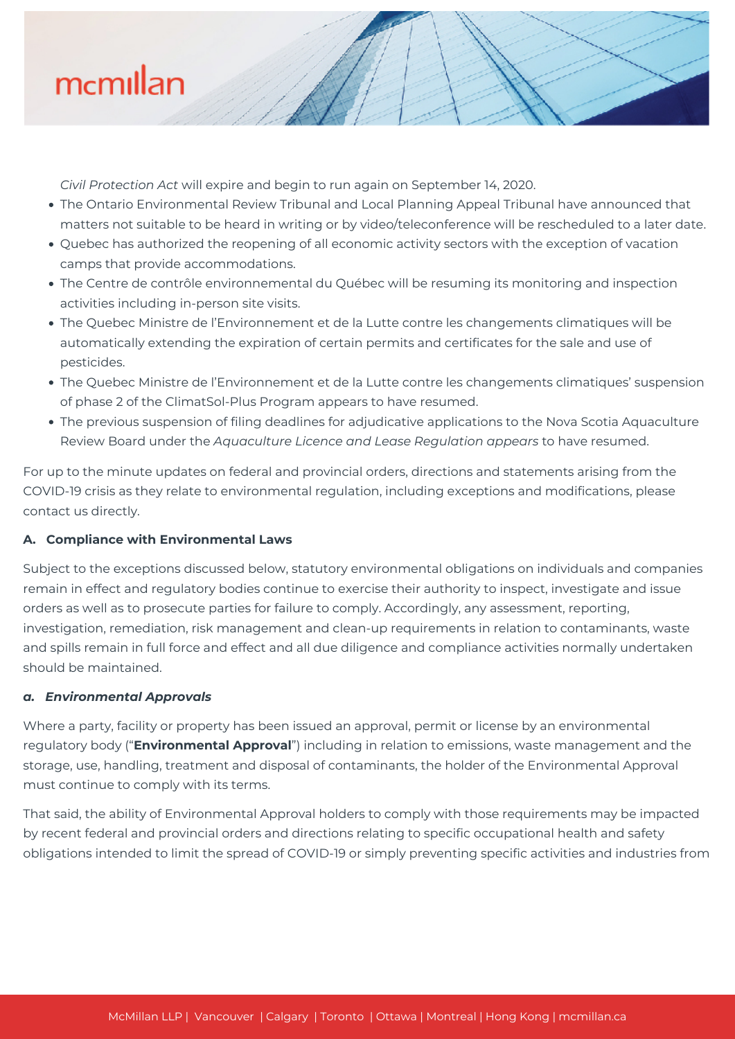*Civil Protection Act* will expire and begin to run again on September 14, 2020.

- The Ontario Environmental Review Tribunal and Local Planning Appeal Tribunal have announced that matters not suitable to be heard in writing or by video/teleconference will be rescheduled to a later date.
- Quebec has authorized the reopening of all economic activity sectors with the exception of vacation camps that provide accommodations.
- The Centre de contrôle environnemental du Québec will be resuming its monitoring and inspection activities including in-person site visits.
- The Quebec Ministre de l'Environnement et de la Lutte contre les changements climatiques will be automatically extending the expiration of certain permits and certificates for the sale and use of pesticides.
- The Quebec Ministre de l'Environnement et de la Lutte contre les changements climatiques' suspension of phase 2 of the ClimatSol-Plus Program appears to have resumed.
- The previous suspension of filing deadlines for adjudicative applications to the Nova Scotia Aquaculture Review Board under the *Aquaculture Licence and Lease Regulation appears* to have resumed.

For up to the minute updates on federal and provincial orders, directions and statements arising from the COVID-19 crisis as they relate to environmental regulation, including exceptions and modifications, please contact us directly.

**A. Compliance with Environmental Laws**

Subject to the exceptions discussed below, statutory environmental obligations on individuals and companies remain in effect and regulatory bodies continue to exercise their authority to inspect, investigate and issue orders as well as to prosecute parties for failure to comply. Accordingly, any assessment, reporting, investigation, remediation, risk management and clean-up requirements in relation to contaminants, waste and spills remain in full force and effect and all due diligence and compliance activities normally undertaken should be maintained.

***a. Environmental Approvals***

Where a party, facility or property has been issued an approval, permit or license by an environmental regulatory body ("**Environmental Approval**") including in relation to emissions, waste management and the storage, use, handling, treatment and disposal of contaminants, the holder of the Environmental Approval must continue to comply with its terms.

That said, the ability of Environmental Approval holders to comply with those requirements may be impacted by recent federal and provincial orders and directions relating to specific occupational health and safety obligations intended to limit the spread of COVID-19 or simply preventing specific activities and industries from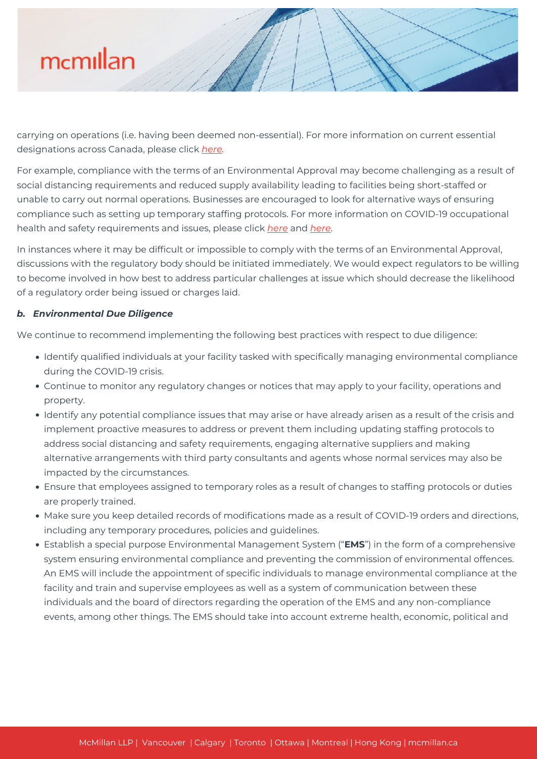carrying on operations (i.e. having been deemed non-essential). For more information on current essential designations across Canada, please click *here*.

For example, compliance with the terms of an Environmental Approval may become challenging as a result of social distancing requirements and reduced supply availability leading to facilities being short-staffed or unable to carry out normal operations. Businesses are encouraged to look for alternative ways of ensuring compliance such as setting up temporary staffing protocols. For more information on COVID-19 occupational health and safety requirements and issues, please click *here* and *here*.

In instances where it may be difficult or impossible to comply with the terms of an Environmental Approval, discussions with the regulatory body should be initiated immediately. We would expect regulators to be willing to become involved in how best to address particular challenges at issue which should decrease the likelihood of a regulatory order being issued or charges laid.

***b. Environmental Due Diligence***

We continue to recommend implementing the following best practices with respect to due diligence:

- Identify qualified individuals at your facility tasked with specifically managing environmental compliance during the COVID-19 crisis.
- Continue to monitor any regulatory changes or notices that may apply to your facility, operations and property.
- Identify any potential compliance issues that may arise or have already arisen as a result of the crisis and implement proactive measures to address or prevent them including updating staffing protocols to address social distancing and safety requirements, engaging alternative suppliers and making alternative arrangements with third party consultants and agents whose normal services may also be impacted by the circumstances.
- Ensure that employees assigned to temporary roles as a result of changes to staffing protocols or duties are properly trained.
- Make sure you keep detailed records of modifications made as a result of COVID-19 orders and directions, including any temporary procedures, policies and guidelines.
- Establish a special purpose Environmental Management System ("**EMS**") in the form of a comprehensive system ensuring environmental compliance and preventing the commission of environmental offences. An EMS will include the appointment of specific individuals to manage environmental compliance at the facility and train and supervise employees as well as a system of communication between these individuals and the board of directors regarding the operation of the EMS and any non-compliance events, among other things. The EMS should take into account extreme health, economic, political and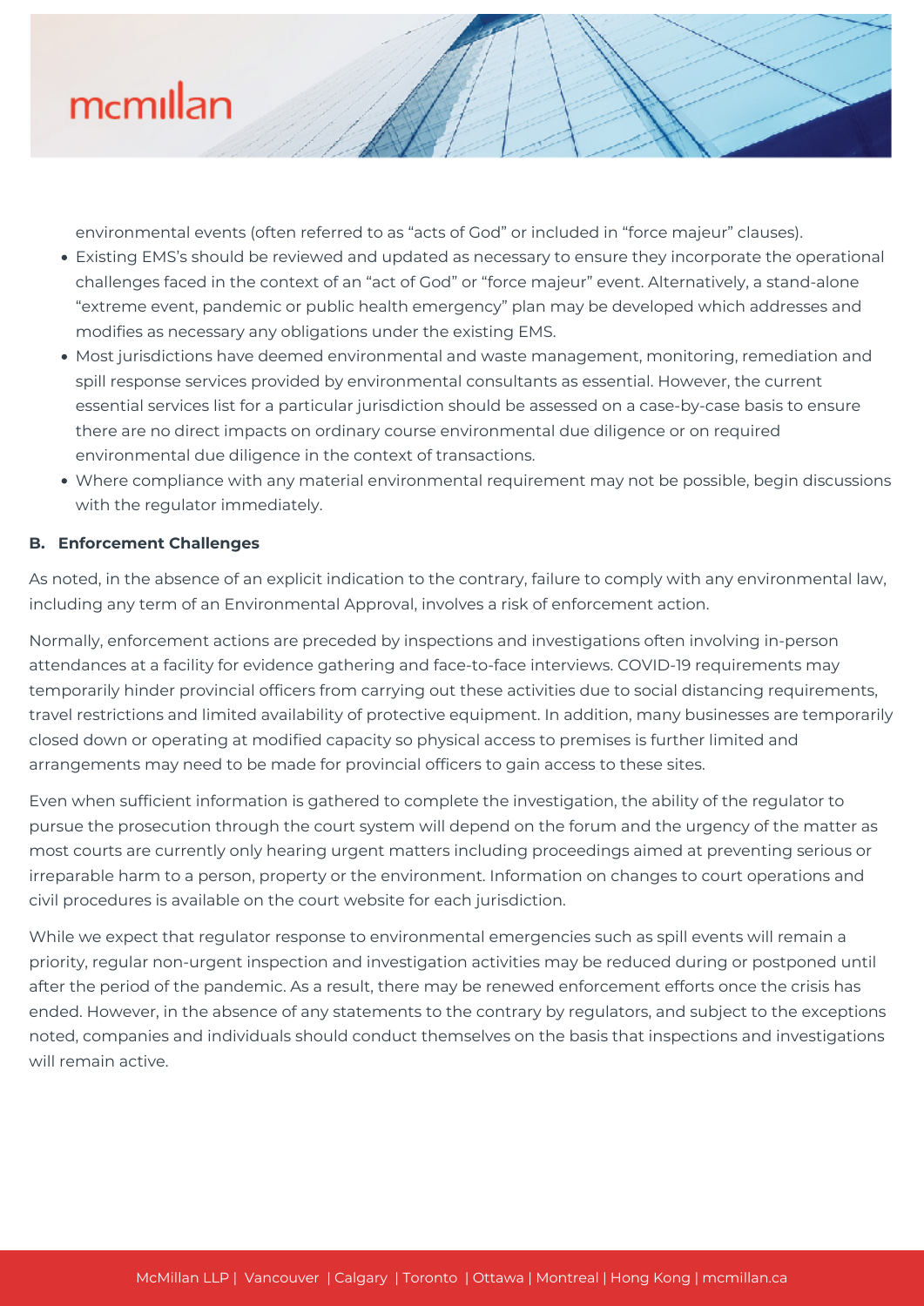environmental events (often referred to as “acts of God” or included in “force majeur” clauses).

- Existing EMS’s should be reviewed and updated as necessary to ensure they incorporate the operational challenges faced in the context of an “act of God” or “force majeur” event. Alternatively, a stand-alone “extreme event, pandemic or public health emergency” plan may be developed which addresses and modifies as necessary any obligations under the existing EMS.
- Most jurisdictions have deemed environmental and waste management, monitoring, remediation and spill response services provided by environmental consultants as essential. However, the current essential services list for a particular jurisdiction should be assessed on a case-by-case basis to ensure there are no direct impacts on ordinary course environmental due diligence or on required environmental due diligence in the context of transactions.
- Where compliance with any material environmental requirement may not be possible, begin discussions with the regulator immediately.

**B. Enforcement Challenges**

As noted, in the absence of an explicit indication to the contrary, failure to comply with any environmental law, including any term of an Environmental Approval, involves a risk of enforcement action.

Normally, enforcement actions are preceded by inspections and investigations often involving in-person attendances at a facility for evidence gathering and face-to-face interviews. COVID-19 requirements may temporarily hinder provincial officers from carrying out these activities due to social distancing requirements, travel restrictions and limited availability of protective equipment. In addition, many businesses are temporarily closed down or operating at modified capacity so physical access to premises is further limited and arrangements may need to be made for provincial officers to gain access to these sites.

Even when sufficient information is gathered to complete the investigation, the ability of the regulator to pursue the prosecution through the court system will depend on the forum and the urgency of the matter as most courts are currently only hearing urgent matters including proceedings aimed at preventing serious or irreparable harm to a person, property or the environment. Information on changes to court operations and civil procedures is available on the court website for each jurisdiction.

While we expect that regulator response to environmental emergencies such as spill events will remain a priority, regular non-urgent inspection and investigation activities may be reduced during or postponed until after the period of the pandemic. As a result, there may be renewed enforcement efforts once the crisis has ended. However, in the absence of any statements to the contrary by regulators, and subject to the exceptions noted, companies and individuals should conduct themselves on the basis that inspections and investigations will remain active.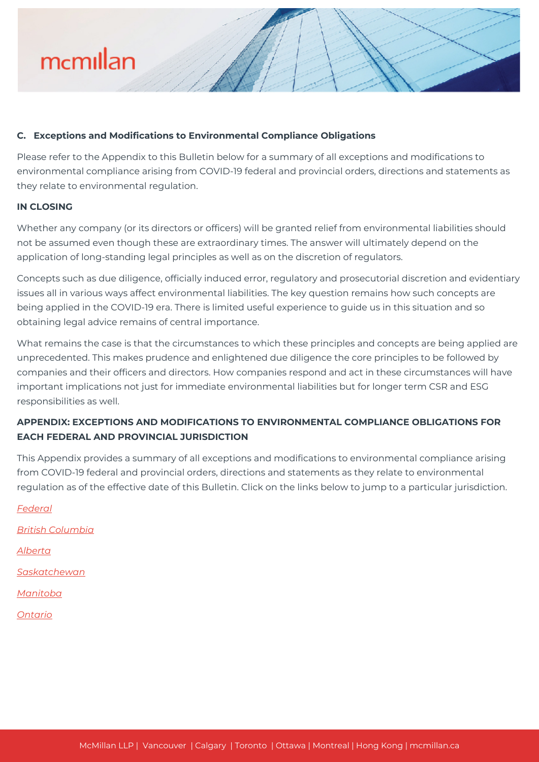### C. Exceptions and Modifications to Environmental Compliance Obligations

Please refer to the Appendix to this Bulletin below for a summary of all exceptions and modifications to environmental compliance arising from COVID-19 federal and provincial orders, directions and statements as they relate to environmental regulation.

## IN CLOSING

Whether any company (or its directors or officers) will be granted relief from environmental liabilities should not be assumed even though these are extraordinary times. The answer will ultimately depend on the application of long-standing legal principles as well as on the discretion of regulators.

Concepts such as due diligence, officially induced error, regulatory and prosecutorial discretion and evidentiary issues all in various ways affect environmental liabilities. The key question remains how such concepts are being applied in the COVID-19 era. There is limited useful experience to guide us in this situation and so obtaining legal advice remains of central importance.

What remains the case is that the circumstances to which these principles and concepts are being applied are unprecedented. This makes prudence and enlightened due diligence the core principles to be followed by companies and their officers and directors. How companies respond and act in these circumstances will have important implications not just for immediate environmental liabilities but for longer term CSR and ESG responsibilities as well.

## APPENDIX: EXCEPTIONS AND MODIFICATIONS TO ENVIRONMENTAL COMPLIANCE OBLIGATIONS FOR EACH FEDERAL AND PROVINCIAL JURISDICTION

This Appendix provides a summary of all exceptions and modifications to environmental compliance arising from COVID-19 federal and provincial orders, directions and statements as they relate to environmental regulation as of the effective date of this Bulletin. Click on the links below to jump to a particular jurisdiction.

*Federal*

*British Columbia*

*Alberta*

*Saskatchewan*

*Manitoba*

*Ontario*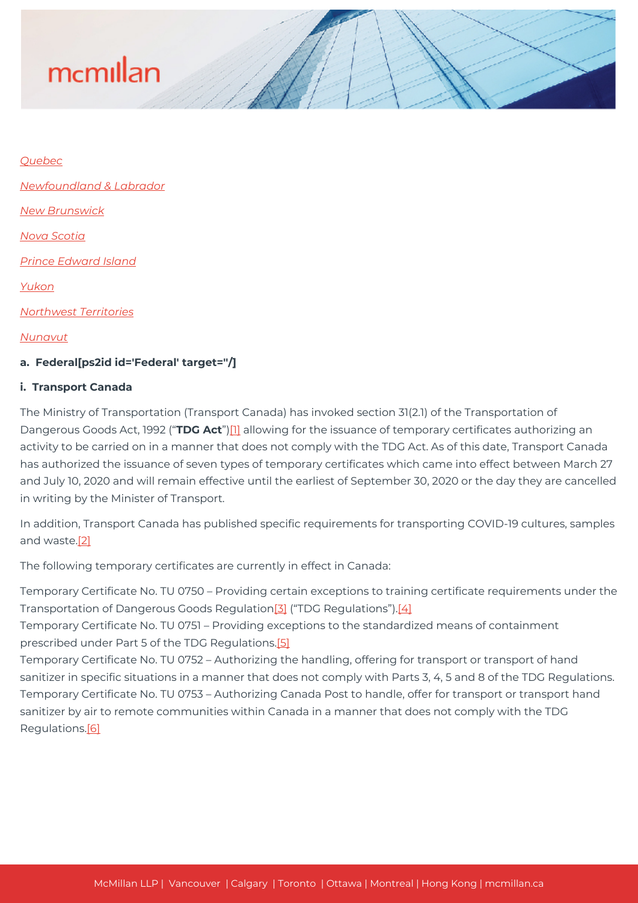*Quebec*

*Newfoundland & Labrador*

*New Brunswick*

*Nova Scotia*

*Prince Edward Island*

*Yukon*

*Northwest Territories*

*Nunavut*

**a. Federal[ps2id id='Federal' target=''/]**

**i. Transport Canada**

The Ministry of Transportation (Transport Canada) has invoked section 31(2.1) of the Transportation of Dangerous Goods Act, 1992 ("**TDG Act**")[1] allowing for the issuance of temporary certificates authorizing an activity to be carried on in a manner that does not comply with the TDG Act. As of this date, Transport Canada has authorized the issuance of seven types of temporary certificates which came into effect between March 27 and July 10, 2020 and will remain effective until the earliest of September 30, 2020 or the day they are cancelled in writing by the Minister of Transport.

In addition, Transport Canada has published specific requirements for transporting COVID-19 cultures, samples and waste.[2]

The following temporary certificates are currently in effect in Canada:

Temporary Certificate No. TU 0750 – Providing certain exceptions to training certificate requirements under the Transportation of Dangerous Goods Regulation[3] ("TDG Regulations").[4]
Temporary Certificate No. TU 0751 – Providing exceptions to the standardized means of containment prescribed under Part 5 of the TDG Regulations.[5]
Temporary Certificate No. TU 0752 – Authorizing the handling, offering for transport or transport of hand sanitizer in specific situations in a manner that does not comply with Parts 3, 4, 5 and 8 of the TDG Regulations.
Temporary Certificate No. TU 0753 – Authorizing Canada Post to handle, offer for transport or transport hand sanitizer by air to remote communities within Canada in a manner that does not comply with the TDG Regulations.[6]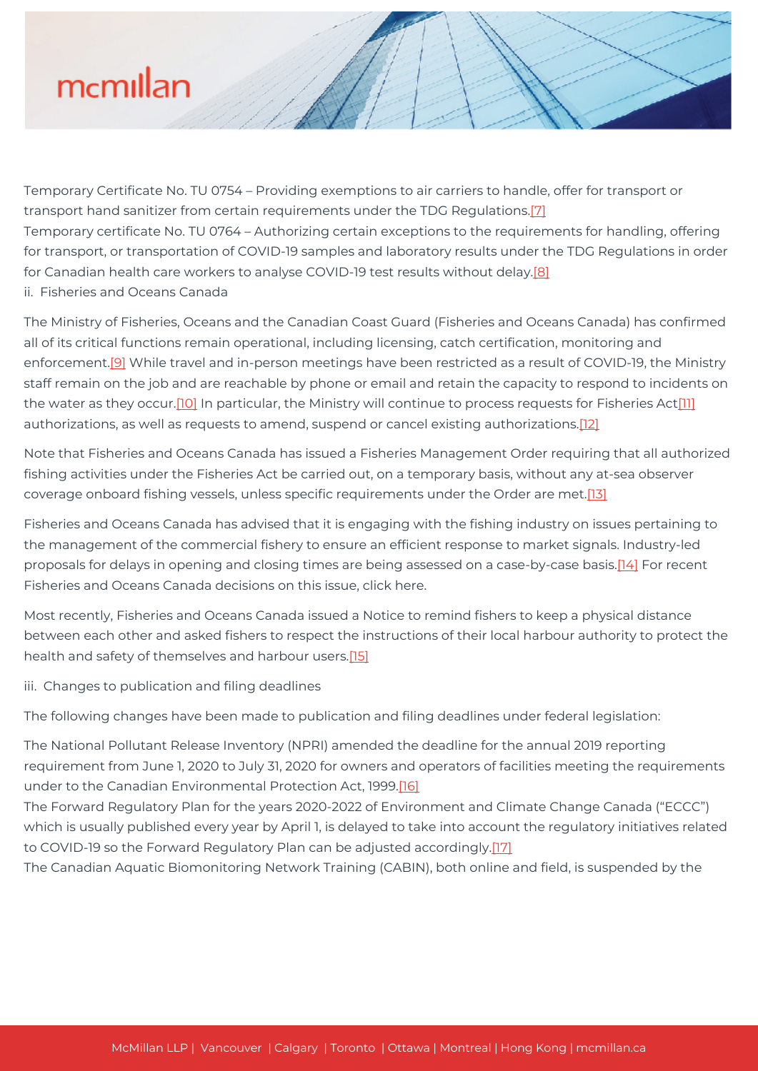Temporary Certificate No. TU 0754 – Providing exemptions to air carriers to handle, offer for transport or transport hand sanitizer from certain requirements under the TDG Regulations.[7]

Temporary certificate No. TU 0764 – Authorizing certain exceptions to the requirements for handling, offering for transport, or transportation of COVID-19 samples and laboratory results under the TDG Regulations in order for Canadian health care workers to analyse COVID-19 test results without delay.[8]

ii. Fisheries and Oceans Canada

The Ministry of Fisheries, Oceans and the Canadian Coast Guard (Fisheries and Oceans Canada) has confirmed all of its critical functions remain operational, including licensing, catch certification, monitoring and enforcement.[9] While travel and in-person meetings have been restricted as a result of COVID-19, the Ministry staff remain on the job and are reachable by phone or email and retain the capacity to respond to incidents on the water as they occur.[10] In particular, the Ministry will continue to process requests for Fisheries Act[11] authorizations, as well as requests to amend, suspend or cancel existing authorizations.[12]

Note that Fisheries and Oceans Canada has issued a Fisheries Management Order requiring that all authorized fishing activities under the Fisheries Act be carried out, on a temporary basis, without any at-sea observer coverage onboard fishing vessels, unless specific requirements under the Order are met.[13]

Fisheries and Oceans Canada has advised that it is engaging with the fishing industry on issues pertaining to the management of the commercial fishery to ensure an efficient response to market signals. Industry-led proposals for delays in opening and closing times are being assessed on a case-by-case basis.[14] For recent Fisheries and Oceans Canada decisions on this issue, click here.

Most recently, Fisheries and Oceans Canada issued a Notice to remind fishers to keep a physical distance between each other and asked fishers to respect the instructions of their local harbour authority to protect the health and safety of themselves and harbour users.[15]

iii. Changes to publication and filing deadlines

The following changes have been made to publication and filing deadlines under federal legislation:

The National Pollutant Release Inventory (NPRI) amended the deadline for the annual 2019 reporting requirement from June 1, 2020 to July 31, 2020 for owners and operators of facilities meeting the requirements under to the Canadian Environmental Protection Act, 1999.[16]

The Forward Regulatory Plan for the years 2020-2022 of Environment and Climate Change Canada ("ECCC") which is usually published every year by April 1, is delayed to take into account the regulatory initiatives related to COVID-19 so the Forward Regulatory Plan can be adjusted accordingly.[17]

The Canadian Aquatic Biomonitoring Network Training (CABIN), both online and field, is suspended by the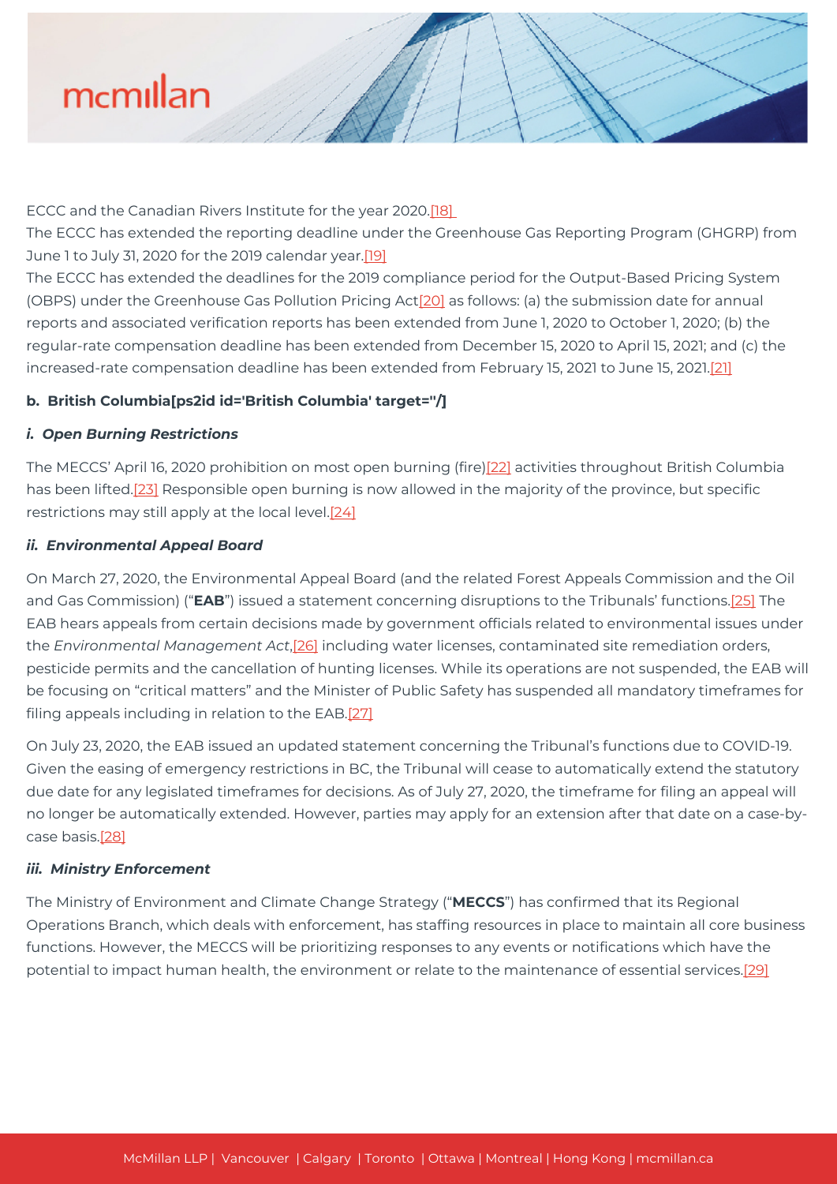ECCC and the Canadian Rivers Institute for the year 2020.[18]

The ECCC has extended the reporting deadline under the Greenhouse Gas Reporting Program (GHGRP) from June 1 to July 31, 2020 for the 2019 calendar year.[19]

The ECCC has extended the deadlines for the 2019 compliance period for the Output-Based Pricing System (OBPS) under the Greenhouse Gas Pollution Pricing Act[20] as follows: (a) the submission date for annual reports and associated verification reports has been extended from June 1, 2020 to October 1, 2020; (b) the regular-rate compensation deadline has been extended from December 15, 2020 to April 15, 2021; and (c) the increased-rate compensation deadline has been extended from February 15, 2021 to June 15, 2021.[21]

### b. British Columbia[ps2id id='British Columbia' target=''/]

#### *i. Open Burning Restrictions*

The MECCS' April 16, 2020 prohibition on most open burning (fire)[22] activities throughout British Columbia has been lifted.[23] Responsible open burning is now allowed in the majority of the province, but specific restrictions may still apply at the local level.[24]

#### *ii. Environmental Appeal Board*

On March 27, 2020, the Environmental Appeal Board (and the related Forest Appeals Commission and the Oil and Gas Commission) ("**EAB**") issued a statement concerning disruptions to the Tribunals' functions.[25] The EAB hears appeals from certain decisions made by government officials related to environmental issues under the *Environmental Management Act*,[26] including water licenses, contaminated site remediation orders, pesticide permits and the cancellation of hunting licenses. While its operations are not suspended, the EAB will be focusing on "critical matters" and the Minister of Public Safety has suspended all mandatory timeframes for filing appeals including in relation to the EAB.[27]

On July 23, 2020, the EAB issued an updated statement concerning the Tribunal's functions due to COVID-19. Given the easing of emergency restrictions in BC, the Tribunal will cease to automatically extend the statutory due date for any legislated timeframes for decisions. As of July 27, 2020, the timeframe for filing an appeal will no longer be automatically extended. However, parties may apply for an extension after that date on a case-by-case basis.[28]

#### *iii. Ministry Enforcement*

The Ministry of Environment and Climate Change Strategy ("**MECCS**") has confirmed that its Regional Operations Branch, which deals with enforcement, has staffing resources in place to maintain all core business functions. However, the MECCS will be prioritizing responses to any events or notifications which have the potential to impact human health, the environment or relate to the maintenance of essential services.[29]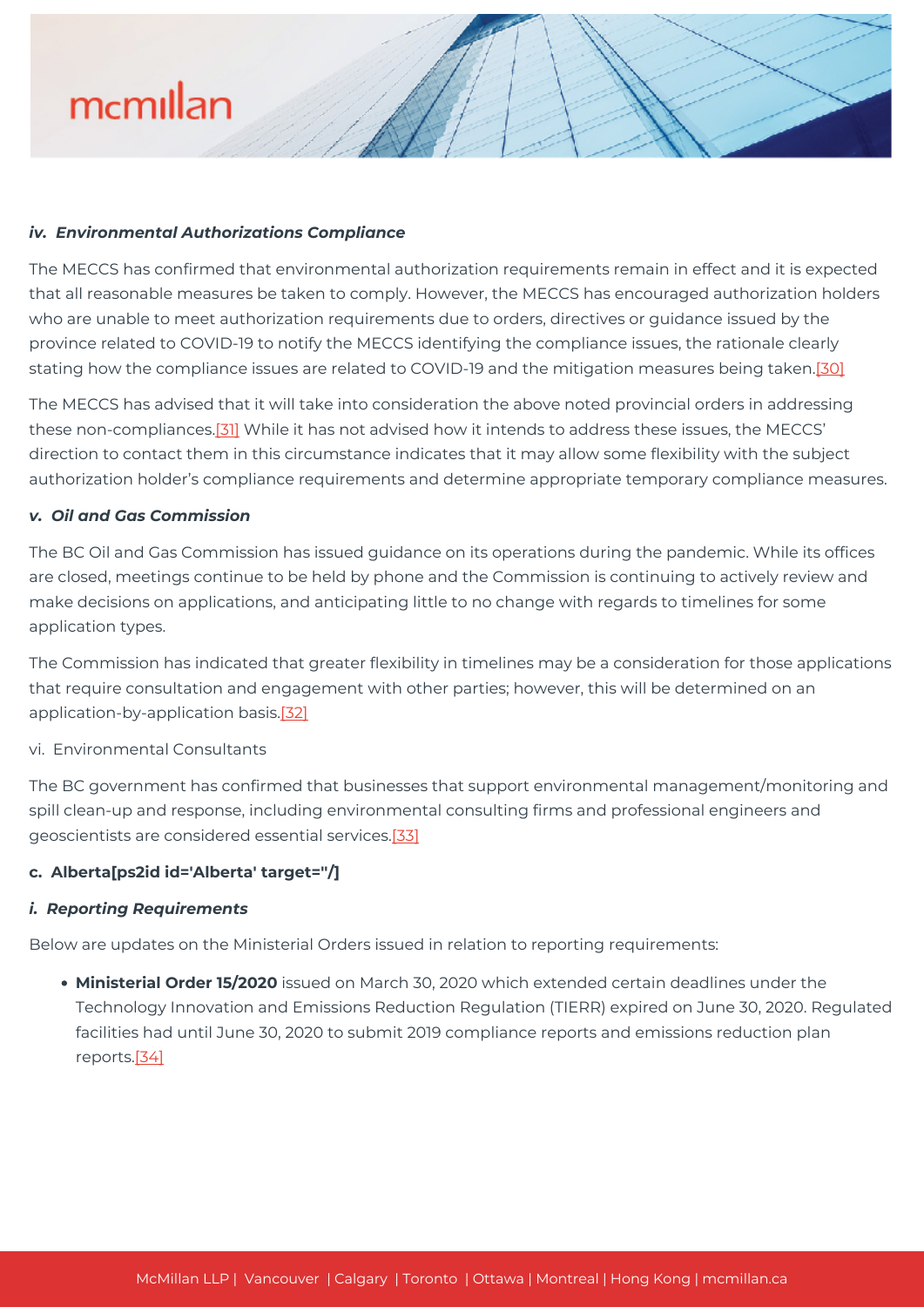*iv. Environmental Authorizations Compliance*

The MECCS has confirmed that environmental authorization requirements remain in effect and it is expected that all reasonable measures be taken to comply. However, the MECCS has encouraged authorization holders who are unable to meet authorization requirements due to orders, directives or guidance issued by the province related to COVID-19 to notify the MECCS identifying the compliance issues, the rationale clearly stating how the compliance issues are related to COVID-19 and the mitigation measures being taken.[30]

The MECCS has advised that it will take into consideration the above noted provincial orders in addressing these non-compliances.[31] While it has not advised how it intends to address these issues, the MECCS' direction to contact them in this circumstance indicates that it may allow some flexibility with the subject authorization holder's compliance requirements and determine appropriate temporary compliance measures.

*v. Oil and Gas Commission*

The BC Oil and Gas Commission has issued guidance on its operations during the pandemic. While its offices are closed, meetings continue to be held by phone and the Commission is continuing to actively review and make decisions on applications, and anticipating little to no change with regards to timelines for some application types.

The Commission has indicated that greater flexibility in timelines may be a consideration for those applications that require consultation and engagement with other parties; however, this will be determined on an application-by-application basis.[32]

vi. Environmental Consultants

The BC government has confirmed that businesses that support environmental management/monitoring and spill clean-up and response, including environmental consulting firms and professional engineers and geoscientists are considered essential services.[33]

**c. Alberta[ps2id id='Alberta' target=''/]**

*i. Reporting Requirements*

Below are updates on the Ministerial Orders issued in relation to reporting requirements:

- **Ministerial Order 15/2020** issued on March 30, 2020 which extended certain deadlines under the Technology Innovation and Emissions Reduction Regulation (TIERR) expired on June 30, 2020. Regulated facilities had until June 30, 2020 to submit 2019 compliance reports and emissions reduction plan reports.[34]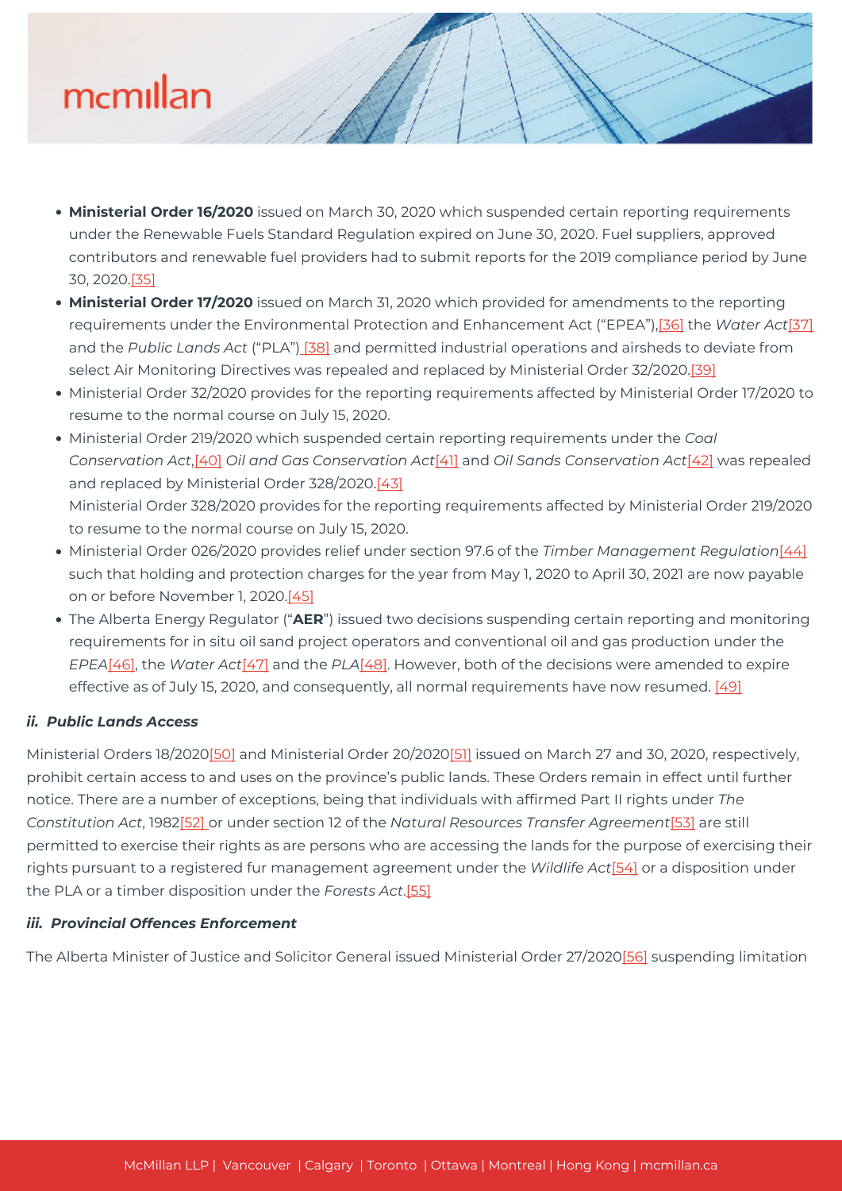- **Ministerial Order 16/2020** issued on March 30, 2020 which suspended certain reporting requirements under the Renewable Fuels Standard Regulation expired on June 30, 2020. Fuel suppliers, approved contributors and renewable fuel providers had to submit reports for the 2019 compliance period by June 30, 2020.[35]
- **Ministerial Order 17/2020** issued on March 31, 2020 which provided for amendments to the reporting requirements under the Environmental Protection and Enhancement Act ("EPEA"),[36] the *Water Act*[37] and the *Public Lands Act* ("PLA") [38] and permitted industrial operations and airsheds to deviate from select Air Monitoring Directives was repealed and replaced by Ministerial Order 32/2020.[39]
- Ministerial Order 32/2020 provides for the reporting requirements affected by Ministerial Order 17/2020 to resume to the normal course on July 15, 2020.
- Ministerial Order 219/2020 which suspended certain reporting requirements under the *Coal Conservation Act*,[40] *Oil and Gas Conservation Act*[41] and *Oil Sands Conservation Act*[42] was repealed and replaced by Ministerial Order 328/2020.[43]
  Ministerial Order 328/2020 provides for the reporting requirements affected by Ministerial Order 219/2020 to resume to the normal course on July 15, 2020.
- Ministerial Order 026/2020 provides relief under section 97.6 of the *Timber Management Regulation*[44] such that holding and protection charges for the year from May 1, 2020 to April 30, 2021 are now payable on or before November 1, 2020.[45]
- The Alberta Energy Regulator ("**AER**") issued two decisions suspending certain reporting and monitoring requirements for in situ oil sand project operators and conventional oil and gas production under the *EPEA*[46], the *Water Act*[47] and the *PLA*[48]. However, both of the decisions were amended to expire effective as of July 15, 2020, and consequently, all normal requirements have now resumed. [49]

#### *ii. Public Lands Access*

Ministerial Orders 18/2020[50] and Ministerial Order 20/2020[51] issued on March 27 and 30, 2020, respectively, prohibit certain access to and uses on the province's public lands. These Orders remain in effect until further notice. There are a number of exceptions, being that individuals with affirmed Part II rights under *The Constitution Act*, 1982[52] or under section 12 of the *Natural Resources Transfer Agreement*[53] are still permitted to exercise their rights as are persons who are accessing the lands for the purpose of exercising their rights pursuant to a registered fur management agreement under the *Wildlife Act*[54] or a disposition under the PLA or a timber disposition under the *Forests Act*.[55]

#### *iii. Provincial Offences Enforcement*

The Alberta Minister of Justice and Solicitor General issued Ministerial Order 27/2020[56] suspending limitation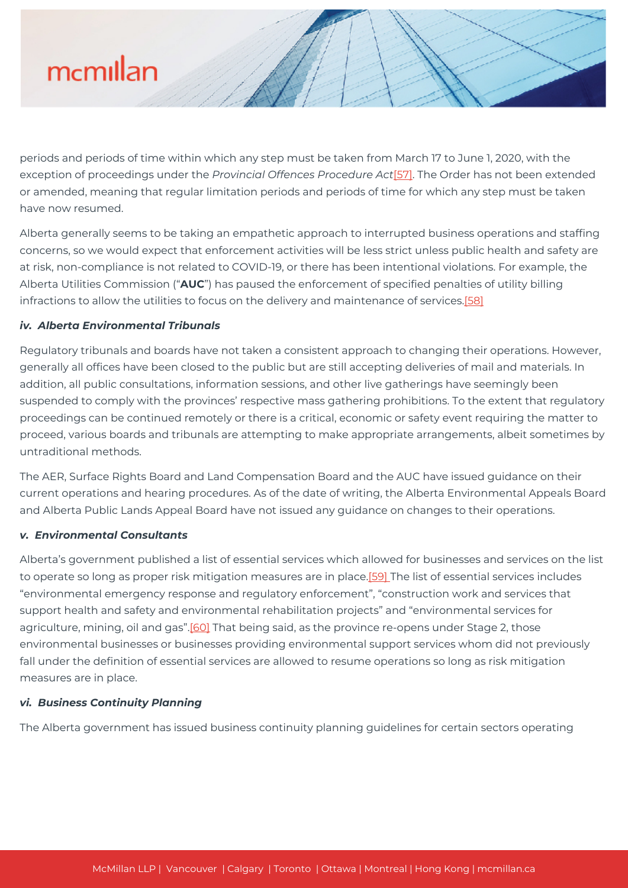periods and periods of time within which any step must be taken from March 17 to June 1, 2020, with the exception of proceedings under the *Provincial Offences Procedure Act*[57]. The Order has not been extended or amended, meaning that regular limitation periods and periods of time for which any step must be taken have now resumed.

Alberta generally seems to be taking an empathetic approach to interrupted business operations and staffing concerns, so we would expect that enforcement activities will be less strict unless public health and safety are at risk, non-compliance is not related to COVID-19, or there has been intentional violations. For example, the Alberta Utilities Commission ("**AUC**") has paused the enforcement of specified penalties of utility billing infractions to allow the utilities to focus on the delivery and maintenance of services.[58]

#### *iv. Alberta Environmental Tribunals*

Regulatory tribunals and boards have not taken a consistent approach to changing their operations. However, generally all offices have been closed to the public but are still accepting deliveries of mail and materials. In addition, all public consultations, information sessions, and other live gatherings have seemingly been suspended to comply with the provinces' respective mass gathering prohibitions. To the extent that regulatory proceedings can be continued remotely or there is a critical, economic or safety event requiring the matter to proceed, various boards and tribunals are attempting to make appropriate arrangements, albeit sometimes by untraditional methods.

The AER, Surface Rights Board and Land Compensation Board and the AUC have issued guidance on their current operations and hearing procedures. As of the date of writing, the Alberta Environmental Appeals Board and Alberta Public Lands Appeal Board have not issued any guidance on changes to their operations.

#### *v. Environmental Consultants*

Alberta's government published a list of essential services which allowed for businesses and services on the list to operate so long as proper risk mitigation measures are in place.[59] The list of essential services includes "environmental emergency response and regulatory enforcement", "construction work and services that support health and safety and environmental rehabilitation projects" and "environmental services for agriculture, mining, oil and gas".[60] That being said, as the province re-opens under Stage 2, those environmental businesses or businesses providing environmental support services whom did not previously fall under the definition of essential services are allowed to resume operations so long as risk mitigation measures are in place.

#### *vi. Business Continuity Planning*

The Alberta government has issued business continuity planning guidelines for certain sectors operating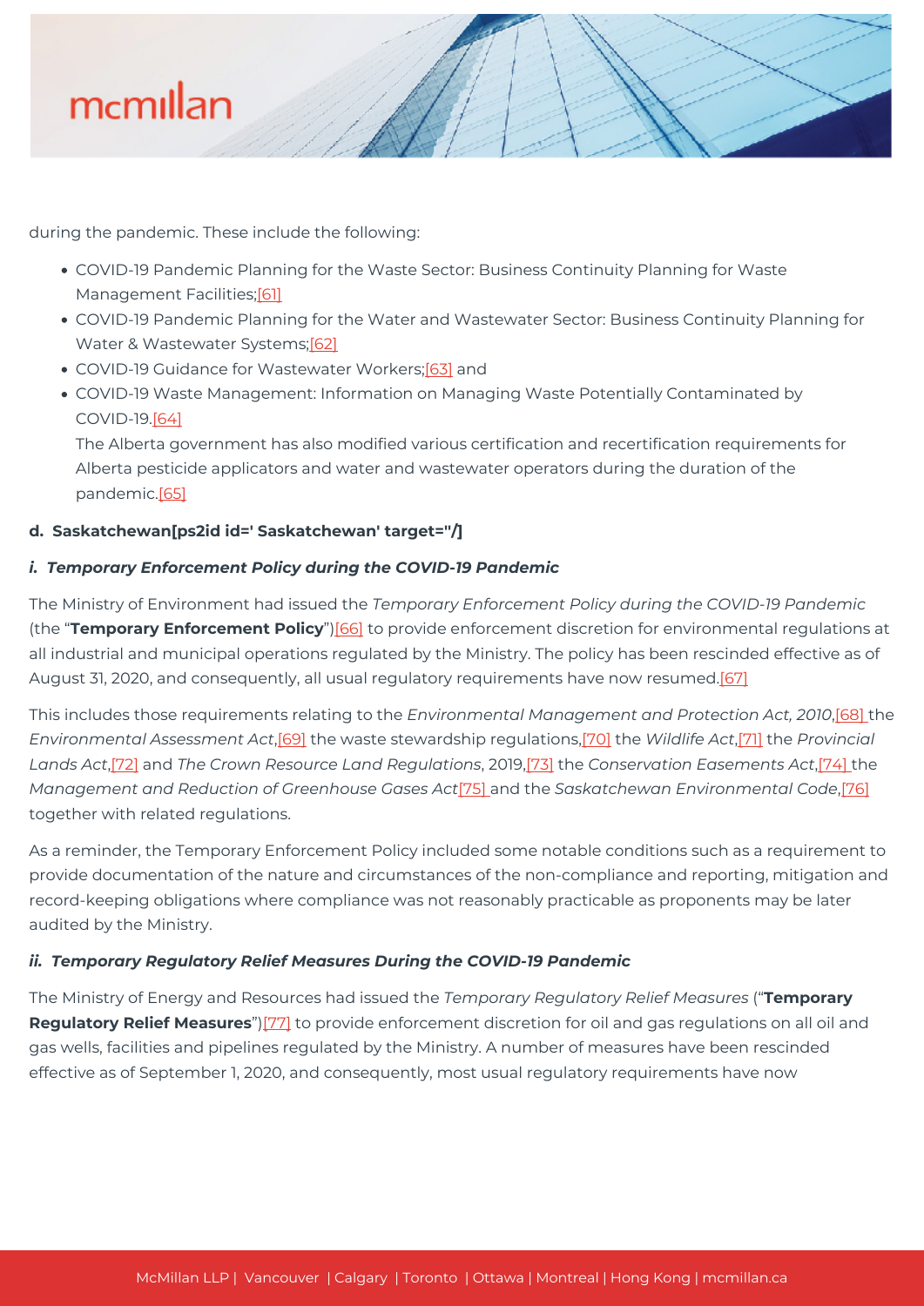during the pandemic. These include the following:

- COVID-19 Pandemic Planning for the Waste Sector: Business Continuity Planning for Waste Management Facilities;[61]
- COVID-19 Pandemic Planning for the Water and Wastewater Sector: Business Continuity Planning for Water & Wastewater Systems;[62]
- COVID-19 Guidance for Wastewater Workers;[63] and
- COVID-19 Waste Management: Information on Managing Waste Potentially Contaminated by COVID-19.[64]

  The Alberta government has also modified various certification and recertification requirements for Alberta pesticide applicators and water and wastewater operators during the duration of the pandemic.[65]

**d. Saskatchewan[ps2id id=' Saskatchewan' target=''/]**

***i. Temporary Enforcement Policy during the COVID-19 Pandemic***

The Ministry of Environment had issued the *Temporary Enforcement Policy during the COVID-19 Pandemic* (the "**Temporary Enforcement Policy**")[66] to provide enforcement discretion for environmental regulations at all industrial and municipal operations regulated by the Ministry. The policy has been rescinded effective as of August 31, 2020, and consequently, all usual regulatory requirements have now resumed.[67]

This includes those requirements relating to the *Environmental Management and Protection Act, 2010*,[68] the *Environmental Assessment Act*,[69] the waste stewardship regulations,[70] the *Wildlife Act*,[71] the *Provincial Lands Act*,[72] and *The Crown Resource Land Regulations*, 2019,[73] the *Conservation Easements Act*,[74] the *Management and Reduction of Greenhouse Gases Act*[75] and the *Saskatchewan Environmental Code*,[76] together with related regulations.

As a reminder, the Temporary Enforcement Policy included some notable conditions such as a requirement to provide documentation of the nature and circumstances of the non-compliance and reporting, mitigation and record-keeping obligations where compliance was not reasonably practicable as proponents may be later audited by the Ministry.

***ii. Temporary Regulatory Relief Measures During the COVID-19 Pandemic***

The Ministry of Energy and Resources had issued the *Temporary Regulatory Relief Measures* ("**Temporary Regulatory Relief Measures**")[77] to provide enforcement discretion for oil and gas regulations on all oil and gas wells, facilities and pipelines regulated by the Ministry. A number of measures have been rescinded effective as of September 1, 2020, and consequently, most usual regulatory requirements have now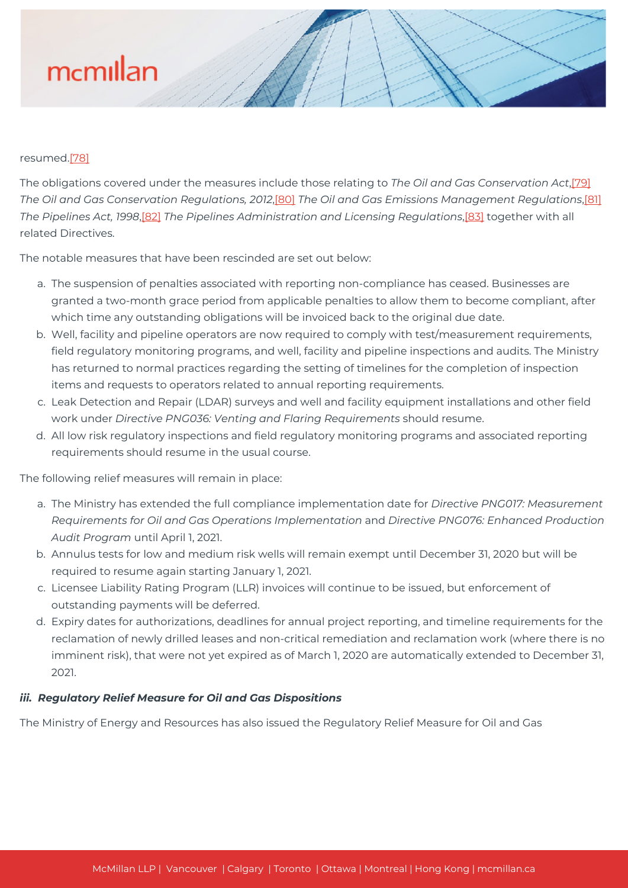resumed.[78]

The obligations covered under the measures include those relating to *The Oil and Gas Conservation Act*,[79] *The Oil and Gas Conservation Regulations, 2012*,[80] *The Oil and Gas Emissions Management Regulations*,[81] *The Pipelines Act, 1998*,[82] *The Pipelines Administration and Licensing Regulations*,[83] together with all related Directives.

The notable measures that have been rescinded are set out below:

a. The suspension of penalties associated with reporting non-compliance has ceased. Businesses are granted a two-month grace period from applicable penalties to allow them to become compliant, after which time any outstanding obligations will be invoiced back to the original due date.
b. Well, facility and pipeline operators are now required to comply with test/measurement requirements, field regulatory monitoring programs, and well, facility and pipeline inspections and audits. The Ministry has returned to normal practices regarding the setting of timelines for the completion of inspection items and requests to operators related to annual reporting requirements.
c. Leak Detection and Repair (LDAR) surveys and well and facility equipment installations and other field work under *Directive PNG036: Venting and Flaring Requirements* should resume.
d. All low risk regulatory inspections and field regulatory monitoring programs and associated reporting requirements should resume in the usual course.

The following relief measures will remain in place:

a. The Ministry has extended the full compliance implementation date for *Directive PNG017: Measurement Requirements for Oil and Gas Operations Implementation* and *Directive PNG076: Enhanced Production Audit Program* until April 1, 2021.
b. Annulus tests for low and medium risk wells will remain exempt until December 31, 2020 but will be required to resume again starting January 1, 2021.
c. Licensee Liability Rating Program (LLR) invoices will continue to be issued, but enforcement of outstanding payments will be deferred.
d. Expiry dates for authorizations, deadlines for annual project reporting, and timeline requirements for the reclamation of newly drilled leases and non-critical remediation and reclamation work (where there is no imminent risk), that were not yet expired as of March 1, 2020 are automatically extended to December 31, 2021.

#### *iii. Regulatory Relief Measure for Oil and Gas Dispositions*

The Ministry of Energy and Resources has also issued the Regulatory Relief Measure for Oil and Gas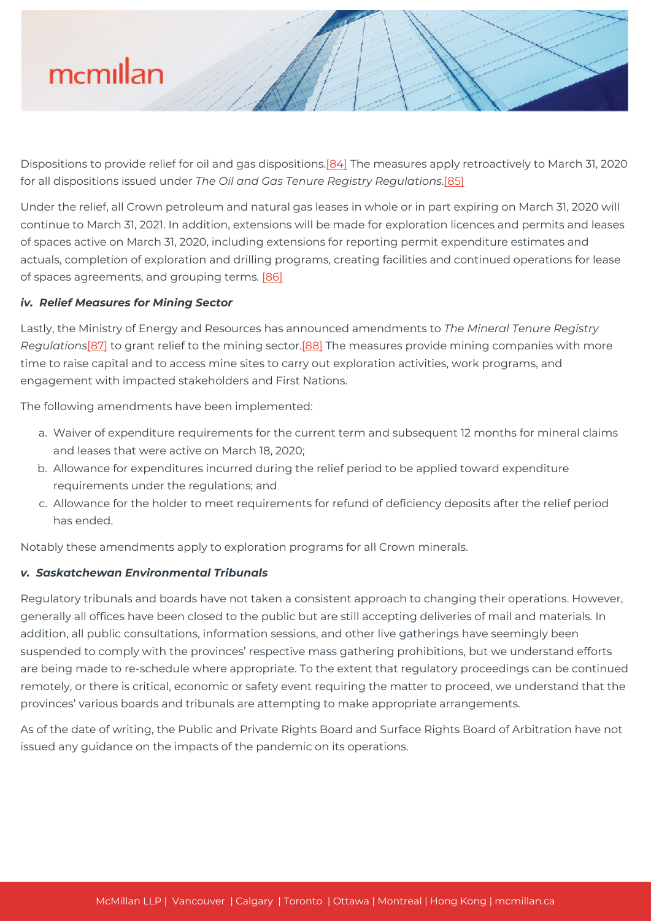Dispositions to provide relief for oil and gas dispositions.[84] The measures apply retroactively to March 31, 2020 for all dispositions issued under *The Oil and Gas Tenure Registry Regulations*.[85]

Under the relief, all Crown petroleum and natural gas leases in whole or in part expiring on March 31, 2020 will continue to March 31, 2021. In addition, extensions will be made for exploration licences and permits and leases of spaces active on March 31, 2020, including extensions for reporting permit expenditure estimates and actuals, completion of exploration and drilling programs, creating facilities and continued operations for lease of spaces agreements, and grouping terms. [86]

#### *iv. Relief Measures for Mining Sector*

Lastly, the Ministry of Energy and Resources has announced amendments to *The Mineral Tenure Registry Regulations*[87] to grant relief to the mining sector.[88] The measures provide mining companies with more time to raise capital and to access mine sites to carry out exploration activities, work programs, and engagement with impacted stakeholders and First Nations.

The following amendments have been implemented:

a. Waiver of expenditure requirements for the current term and subsequent 12 months for mineral claims and leases that were active on March 18, 2020;
b. Allowance for expenditures incurred during the relief period to be applied toward expenditure requirements under the regulations; and
c. Allowance for the holder to meet requirements for refund of deficiency deposits after the relief period has ended.

Notably these amendments apply to exploration programs for all Crown minerals.

#### *v. Saskatchewan Environmental Tribunals*

Regulatory tribunals and boards have not taken a consistent approach to changing their operations. However, generally all offices have been closed to the public but are still accepting deliveries of mail and materials. In addition, all public consultations, information sessions, and other live gatherings have seemingly been suspended to comply with the provinces' respective mass gathering prohibitions, but we understand efforts are being made to re-schedule where appropriate. To the extent that regulatory proceedings can be continued remotely, or there is critical, economic or safety event requiring the matter to proceed, we understand that the provinces' various boards and tribunals are attempting to make appropriate arrangements.

As of the date of writing, the Public and Private Rights Board and Surface Rights Board of Arbitration have not issued any guidance on the impacts of the pandemic on its operations.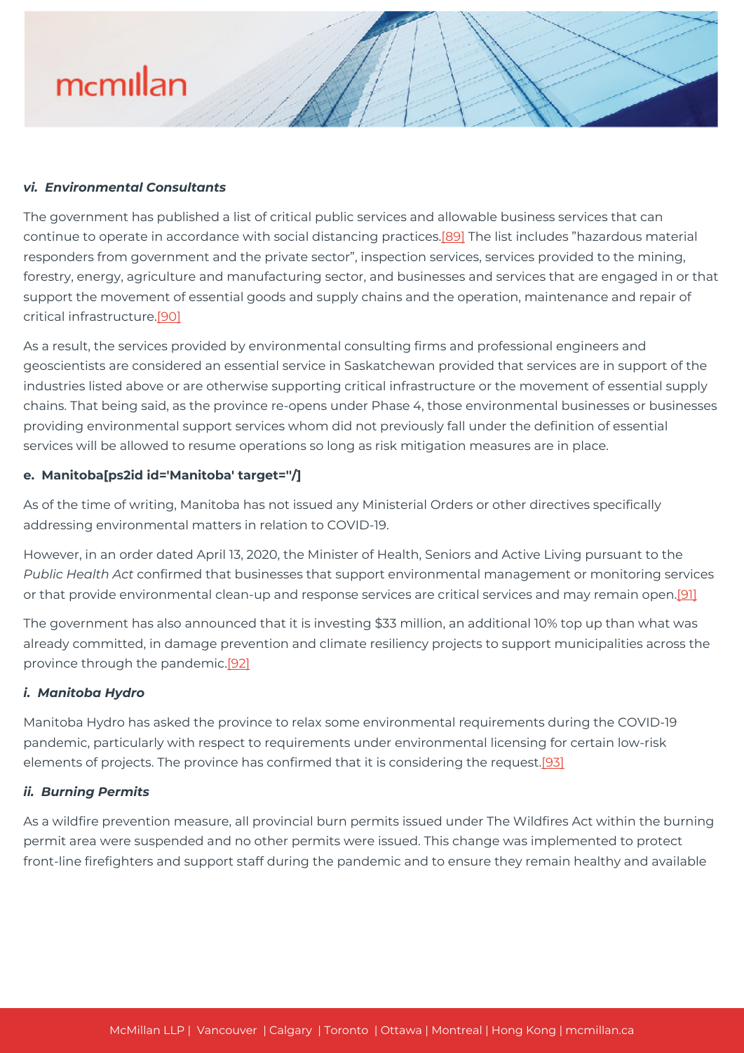#### *vi. Environmental Consultants*

The government has published a list of critical public services and allowable business services that can continue to operate in accordance with social distancing practices.[89] The list includes "hazardous material responders from government and the private sector", inspection services, services provided to the mining, forestry, energy, agriculture and manufacturing sector, and businesses and services that are engaged in or that support the movement of essential goods and supply chains and the operation, maintenance and repair of critical infrastructure.[90]

As a result, the services provided by environmental consulting firms and professional engineers and geoscientists are considered an essential service in Saskatchewan provided that services are in support of the industries listed above or are otherwise supporting critical infrastructure or the movement of essential supply chains. That being said, as the province re-opens under Phase 4, those environmental businesses or businesses providing environmental support services whom did not previously fall under the definition of essential services will be allowed to resume operations so long as risk mitigation measures are in place.

### e. Manitoba[ps2id id='Manitoba' target=''/]

As of the time of writing, Manitoba has not issued any Ministerial Orders or other directives specifically addressing environmental matters in relation to COVID-19.

However, in an order dated April 13, 2020, the Minister of Health, Seniors and Active Living pursuant to the *Public Health Act* confirmed that businesses that support environmental management or monitoring services or that provide environmental clean-up and response services are critical services and may remain open.[91]

The government has also announced that it is investing $33 million, an additional 10% top up than what was already committed, in damage prevention and climate resiliency projects to support municipalities across the province through the pandemic.[92]

#### *i. Manitoba Hydro*

Manitoba Hydro has asked the province to relax some environmental requirements during the COVID-19 pandemic, particularly with respect to requirements under environmental licensing for certain low-risk elements of projects. The province has confirmed that it is considering the request.[93]

#### *ii. Burning Permits*

As a wildfire prevention measure, all provincial burn permits issued under The Wildfires Act within the burning permit area were suspended and no other permits were issued. This change was implemented to protect front-line firefighters and support staff during the pandemic and to ensure they remain healthy and available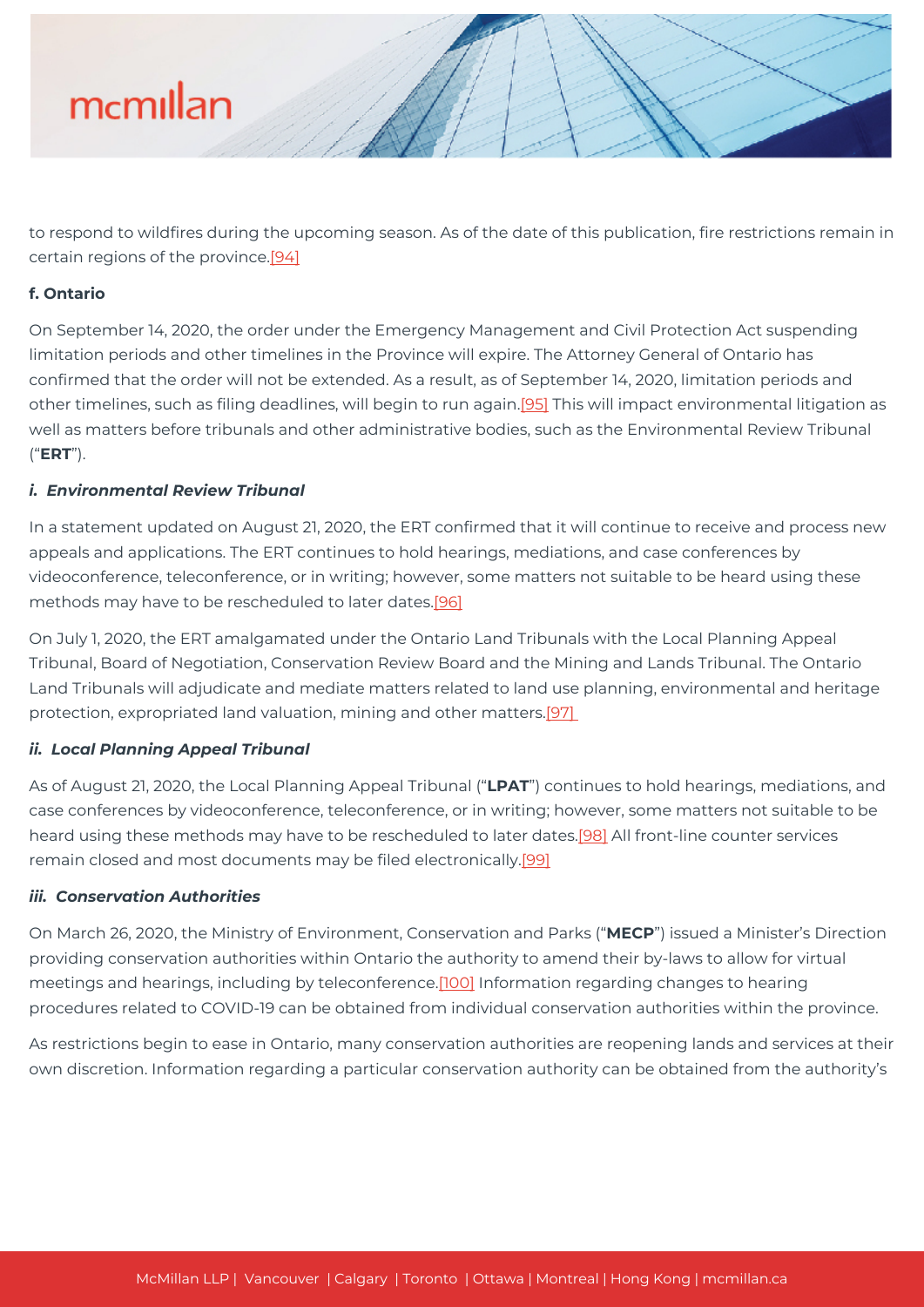to respond to wildfires during the upcoming season. As of the date of this publication, fire restrictions remain in certain regions of the province.[94]

**f. Ontario**

On September 14, 2020, the order under the Emergency Management and Civil Protection Act suspending limitation periods and other timelines in the Province will expire. The Attorney General of Ontario has confirmed that the order will not be extended. As a result, as of September 14, 2020, limitation periods and other timelines, such as filing deadlines, will begin to run again.[95] This will impact environmental litigation as well as matters before tribunals and other administrative bodies, such as the Environmental Review Tribunal ("**ERT**").

***i. Environmental Review Tribunal***

In a statement updated on August 21, 2020, the ERT confirmed that it will continue to receive and process new appeals and applications. The ERT continues to hold hearings, mediations, and case conferences by videoconference, teleconference, or in writing; however, some matters not suitable to be heard using these methods may have to be rescheduled to later dates.[96]

On July 1, 2020, the ERT amalgamated under the Ontario Land Tribunals with the Local Planning Appeal Tribunal, Board of Negotiation, Conservation Review Board and the Mining and Lands Tribunal. The Ontario Land Tribunals will adjudicate and mediate matters related to land use planning, environmental and heritage protection, expropriated land valuation, mining and other matters.[97]

***ii. Local Planning Appeal Tribunal***

As of August 21, 2020, the Local Planning Appeal Tribunal ("**LPAT**") continues to hold hearings, mediations, and case conferences by videoconference, teleconference, or in writing; however, some matters not suitable to be heard using these methods may have to be rescheduled to later dates.[98] All front-line counter services remain closed and most documents may be filed electronically.[99]

***iii. Conservation Authorities***

On March 26, 2020, the Ministry of Environment, Conservation and Parks ("**MECP**") issued a Minister's Direction providing conservation authorities within Ontario the authority to amend their by-laws to allow for virtual meetings and hearings, including by teleconference.[100] Information regarding changes to hearing procedures related to COVID-19 can be obtained from individual conservation authorities within the province.

As restrictions begin to ease in Ontario, many conservation authorities are reopening lands and services at their own discretion. Information regarding a particular conservation authority can be obtained from the authority's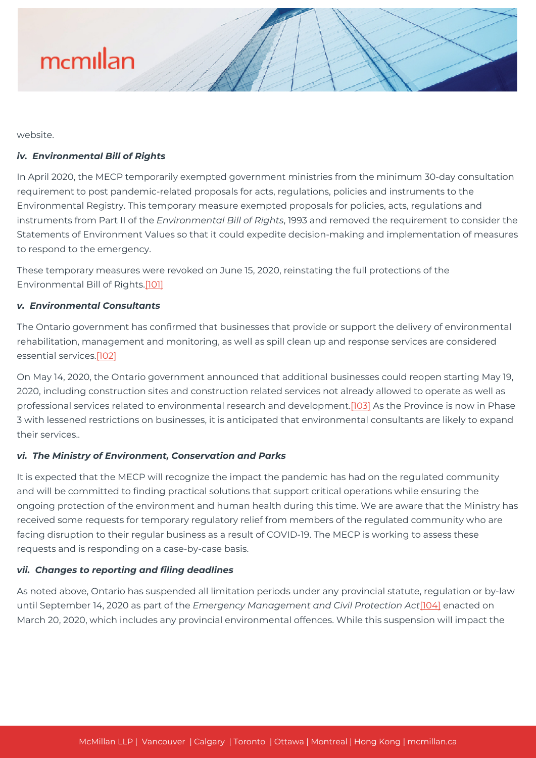website.

### *iv. Environmental Bill of Rights*

In April 2020, the MECP temporarily exempted government ministries from the minimum 30-day consultation requirement to post pandemic-related proposals for acts, regulations, policies and instruments to the Environmental Registry. This temporary measure exempted proposals for policies, acts, regulations and instruments from Part II of the *Environmental Bill of Rights*, 1993 and removed the requirement to consider the Statements of Environment Values so that it could expedite decision-making and implementation of measures to respond to the emergency.

These temporary measures were revoked on June 15, 2020, reinstating the full protections of the Environmental Bill of Rights.[101]

### *v. Environmental Consultants*

The Ontario government has confirmed that businesses that provide or support the delivery of environmental rehabilitation, management and monitoring, as well as spill clean up and response services are considered essential services.[102]

On May 14, 2020, the Ontario government announced that additional businesses could reopen starting May 19, 2020, including construction sites and construction related services not already allowed to operate as well as professional services related to environmental research and development.[103] As the Province is now in Phase 3 with lessened restrictions on businesses, it is anticipated that environmental consultants are likely to expand their services..

### *vi. The Ministry of Environment, Conservation and Parks*

It is expected that the MECP will recognize the impact the pandemic has had on the regulated community and will be committed to finding practical solutions that support critical operations while ensuring the ongoing protection of the environment and human health during this time. We are aware that the Ministry has received some requests for temporary regulatory relief from members of the regulated community who are facing disruption to their regular business as a result of COVID-19. The MECP is working to assess these requests and is responding on a case-by-case basis.

### *vii. Changes to reporting and filing deadlines*

As noted above, Ontario has suspended all limitation periods under any provincial statute, regulation or by-law until September 14, 2020 as part of the *Emergency Management and Civil Protection Act*[104] enacted on March 20, 2020, which includes any provincial environmental offences. While this suspension will impact the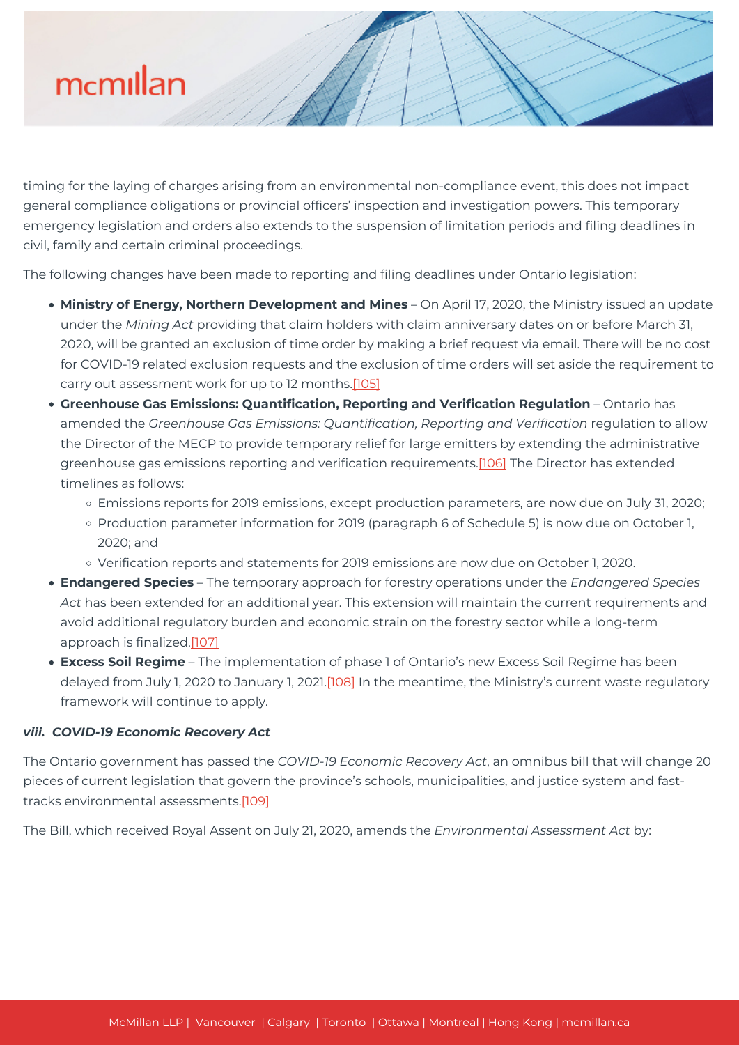timing for the laying of charges arising from an environmental non-compliance event, this does not impact general compliance obligations or provincial officers' inspection and investigation powers. This temporary emergency legislation and orders also extends to the suspension of limitation periods and filing deadlines in civil, family and certain criminal proceedings.

The following changes have been made to reporting and filing deadlines under Ontario legislation:

- **Ministry of Energy, Northern Development and Mines** – On April 17, 2020, the Ministry issued an update under the *Mining Act* providing that claim holders with claim anniversary dates on or before March 31, 2020, will be granted an exclusion of time order by making a brief request via email. There will be no cost for COVID-19 related exclusion requests and the exclusion of time orders will set aside the requirement to carry out assessment work for up to 12 months.[105]
- **Greenhouse Gas Emissions: Quantification, Reporting and Verification Regulation** – Ontario has amended the *Greenhouse Gas Emissions: Quantification, Reporting and Verification* regulation to allow the Director of the MECP to provide temporary relief for large emitters by extending the administrative greenhouse gas emissions reporting and verification requirements.[106] The Director has extended timelines as follows:
  - Emissions reports for 2019 emissions, except production parameters, are now due on July 31, 2020;
  - Production parameter information for 2019 (paragraph 6 of Schedule 5) is now due on October 1, 2020; and
  - Verification reports and statements for 2019 emissions are now due on October 1, 2020.
- **Endangered Species** – The temporary approach for forestry operations under the *Endangered Species Act* has been extended for an additional year. This extension will maintain the current requirements and avoid additional regulatory burden and economic strain on the forestry sector while a long-term approach is finalized.[107]
- **Excess Soil Regime** – The implementation of phase 1 of Ontario's new Excess Soil Regime has been delayed from July 1, 2020 to January 1, 2021.[108] In the meantime, the Ministry's current waste regulatory framework will continue to apply.

***viii. COVID-19 Economic Recovery Act***

The Ontario government has passed the *COVID-19 Economic Recovery Act*, an omnibus bill that will change 20 pieces of current legislation that govern the province's schools, municipalities, and justice system and fast-tracks environmental assessments.[109]

The Bill, which received Royal Assent on July 21, 2020, amends the *Environmental Assessment Act* by: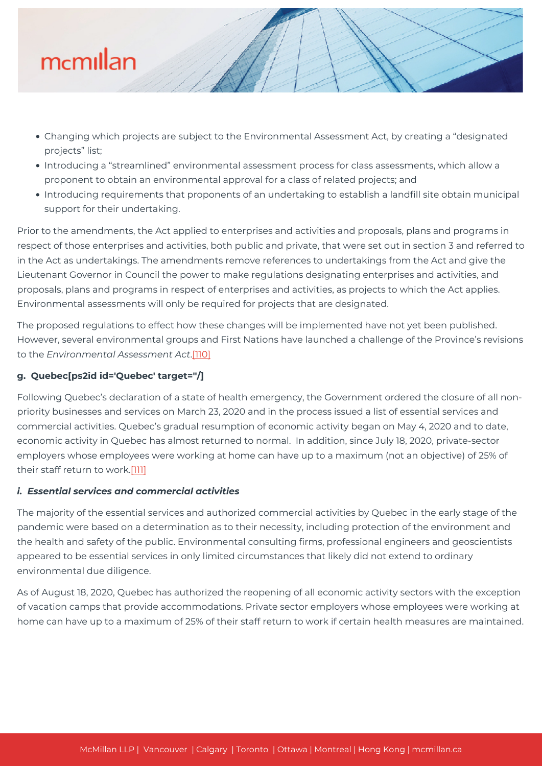- Changing which projects are subject to the Environmental Assessment Act, by creating a "designated projects" list;
- Introducing a "streamlined" environmental assessment process for class assessments, which allow a proponent to obtain an environmental approval for a class of related projects; and
- Introducing requirements that proponents of an undertaking to establish a landfill site obtain municipal support for their undertaking.

Prior to the amendments, the Act applied to enterprises and activities and proposals, plans and programs in respect of those enterprises and activities, both public and private, that were set out in section 3 and referred to in the Act as undertakings. The amendments remove references to undertakings from the Act and give the Lieutenant Governor in Council the power to make regulations designating enterprises and activities, and proposals, plans and programs in respect of enterprises and activities, as projects to which the Act applies. Environmental assessments will only be required for projects that are designated.

The proposed regulations to effect how these changes will be implemented have not yet been published. However, several environmental groups and First Nations have launched a challenge of the Province's revisions to the *Environmental Assessment Act*.[110]

#### g. Quebec[ps2id id='Quebec' target=''/]

Following Quebec's declaration of a state of health emergency, the Government ordered the closure of all non-priority businesses and services on March 23, 2020 and in the process issued a list of essential services and commercial activities. Quebec's gradual resumption of economic activity began on May 4, 2020 and to date, economic activity in Quebec has almost returned to normal. In addition, since July 18, 2020, private-sector employers whose employees were working at home can have up to a maximum (not an objective) of 25% of their staff return to work.[111]

##### *i. Essential services and commercial activities*

The majority of the essential services and authorized commercial activities by Quebec in the early stage of the pandemic were based on a determination as to their necessity, including protection of the environment and the health and safety of the public. Environmental consulting firms, professional engineers and geoscientists appeared to be essential services in only limited circumstances that likely did not extend to ordinary environmental due diligence.

As of August 18, 2020, Quebec has authorized the reopening of all economic activity sectors with the exception of vacation camps that provide accommodations. Private sector employers whose employees were working at home can have up to a maximum of 25% of their staff return to work if certain health measures are maintained.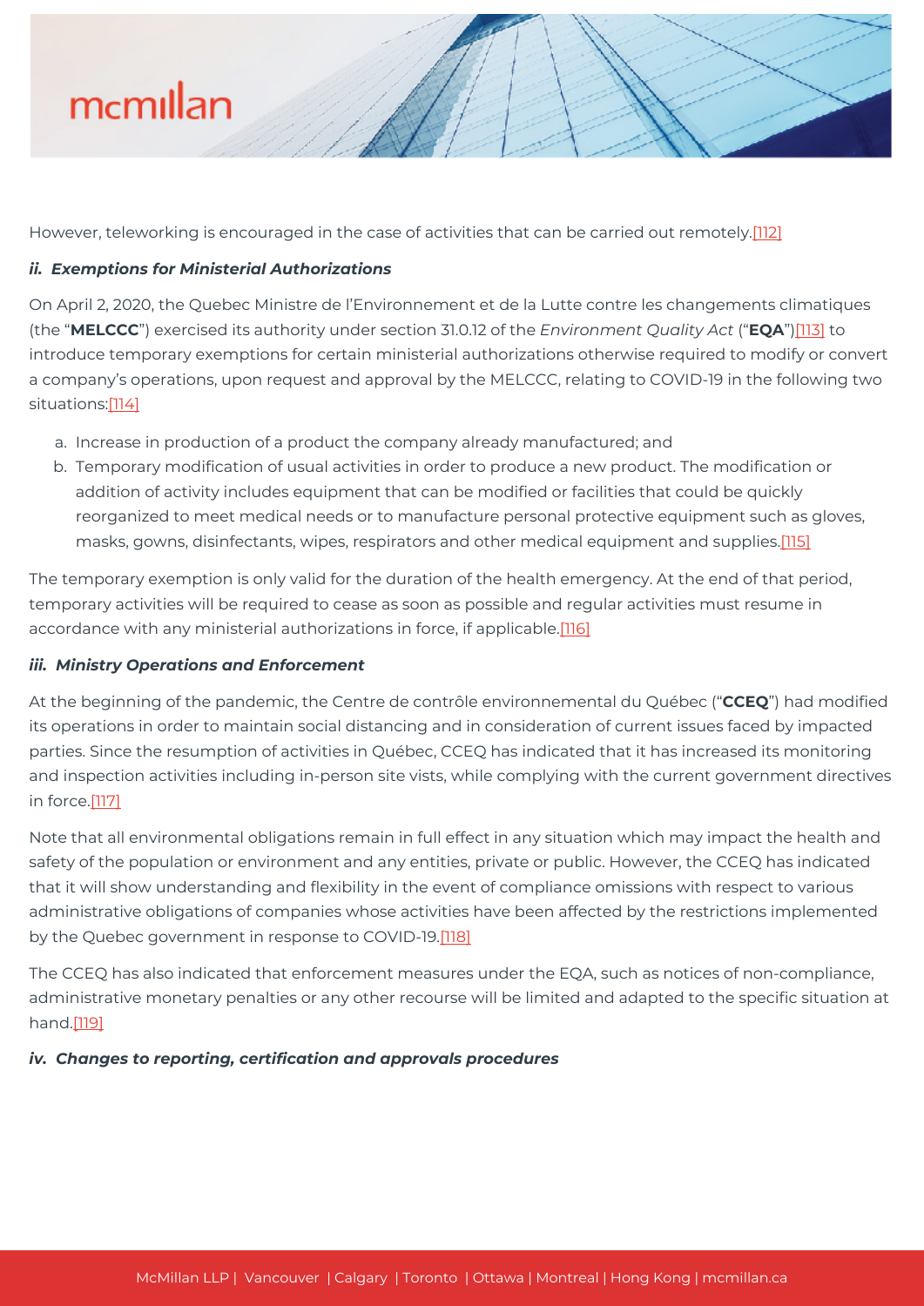However, teleworking is encouraged in the case of activities that can be carried out remotely.[112]

#### *ii. Exemptions for Ministerial Authorizations*

On April 2, 2020, the Quebec Ministre de l'Environnement et de la Lutte contre les changements climatiques (the "**MELCCC**") exercised its authority under section 31.0.12 of the *Environment Quality Act* ("**EQA**")[113] to introduce temporary exemptions for certain ministerial authorizations otherwise required to modify or convert a company's operations, upon request and approval by the MELCCC, relating to COVID-19 in the following two situations:[114]

a. Increase in production of a product the company already manufactured; and
b. Temporary modification of usual activities in order to produce a new product. The modification or addition of activity includes equipment that can be modified or facilities that could be quickly reorganized to meet medical needs or to manufacture personal protective equipment such as gloves, masks, gowns, disinfectants, wipes, respirators and other medical equipment and supplies.[115]

The temporary exemption is only valid for the duration of the health emergency. At the end of that period, temporary activities will be required to cease as soon as possible and regular activities must resume in accordance with any ministerial authorizations in force, if applicable.[116]

#### *iii. Ministry Operations and Enforcement*

At the beginning of the pandemic, the Centre de contrôle environnemental du Québec ("**CCEQ**") had modified its operations in order to maintain social distancing and in consideration of current issues faced by impacted parties. Since the resumption of activities in Québec, CCEQ has indicated that it has increased its monitoring and inspection activities including in-person site vists, while complying with the current government directives in force.[117]

Note that all environmental obligations remain in full effect in any situation which may impact the health and safety of the population or environment and any entities, private or public. However, the CCEQ has indicated that it will show understanding and flexibility in the event of compliance omissions with respect to various administrative obligations of companies whose activities have been affected by the restrictions implemented by the Quebec government in response to COVID-19.[118]

The CCEQ has also indicated that enforcement measures under the EQA, such as notices of non-compliance, administrative monetary penalties or any other recourse will be limited and adapted to the specific situation at hand.[119]

#### *iv. Changes to reporting, certification and approvals procedures*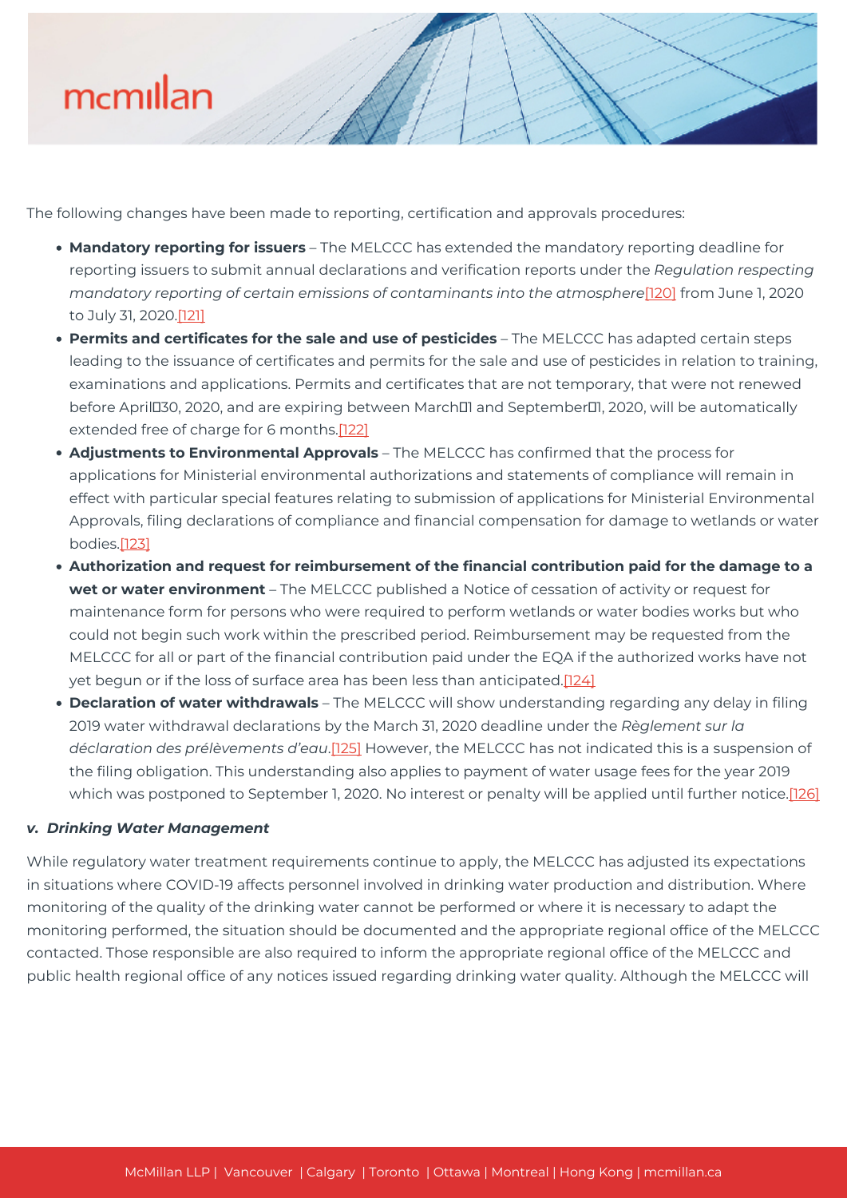The following changes have been made to reporting, certification and approvals procedures:

- **Mandatory reporting for issuers** – The MELCCC has extended the mandatory reporting deadline for reporting issuers to submit annual declarations and verification reports under the *Regulation respecting mandatory reporting of certain emissions of contaminants into the atmosphere*[120] from June 1, 2020 to July 31, 2020.[121]
- **Permits and certificates for the sale and use of pesticides** – The MELCCC has adapted certain steps leading to the issuance of certificates and permits for the sale and use of pesticides in relation to training, examinations and applications. Permits and certificates that are not temporary, that were not renewed before April 30, 2020, and are expiring between March 1 and September 1, 2020, will be automatically extended free of charge for 6 months.[122]
- **Adjustments to Environmental Approvals** – The MELCCC has confirmed that the process for applications for Ministerial environmental authorizations and statements of compliance will remain in effect with particular special features relating to submission of applications for Ministerial Environmental Approvals, filing declarations of compliance and financial compensation for damage to wetlands or water bodies.[123]
- **Authorization and request for reimbursement of the financial contribution paid for the damage to a wet or water environment** – The MELCCC published a Notice of cessation of activity or request for maintenance form for persons who were required to perform wetlands or water bodies works but who could not begin such work within the prescribed period. Reimbursement may be requested from the MELCCC for all or part of the financial contribution paid under the EQA if the authorized works have not yet begun or if the loss of surface area has been less than anticipated.[124]
- **Declaration of water withdrawals** – The MELCCC will show understanding regarding any delay in filing 2019 water withdrawal declarations by the March 31, 2020 deadline under the *Règlement sur la déclaration des prélèvements d'eau*.[125] However, the MELCCC has not indicated this is a suspension of the filing obligation. This understanding also applies to payment of water usage fees for the year 2019 which was postponed to September 1, 2020. No interest or penalty will be applied until further notice.[126]

#### *v. Drinking Water Management*

While regulatory water treatment requirements continue to apply, the MELCCC has adjusted its expectations in situations where COVID-19 affects personnel involved in drinking water production and distribution. Where monitoring of the quality of the drinking water cannot be performed or where it is necessary to adapt the monitoring performed, the situation should be documented and the appropriate regional office of the MELCCC contacted. Those responsible are also required to inform the appropriate regional office of the MELCCC and public health regional office of any notices issued regarding drinking water quality. Although the MELCCC will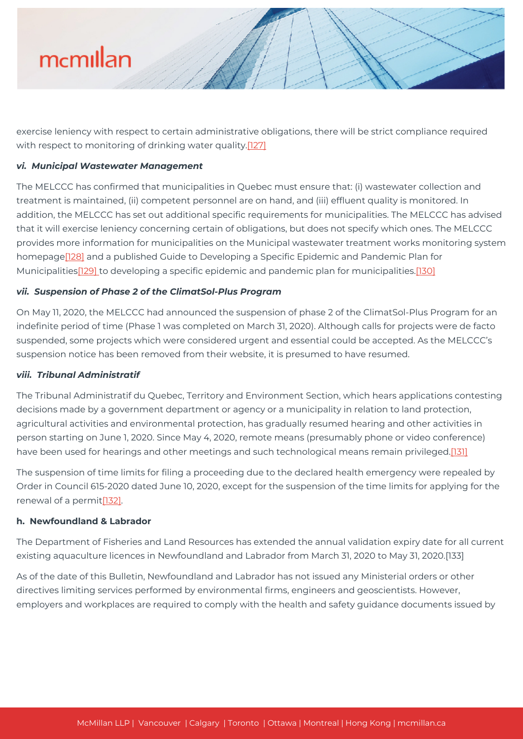exercise leniency with respect to certain administrative obligations, there will be strict compliance required with respect to monitoring of drinking water quality.[127]

#### *vi. Municipal Wastewater Management*

The MELCCC has confirmed that municipalities in Quebec must ensure that: (i) wastewater collection and treatment is maintained, (ii) competent personnel are on hand, and (iii) effluent quality is monitored. In addition, the MELCCC has set out additional specific requirements for municipalities. The MELCCC has advised that it will exercise leniency concerning certain of obligations, but does not specify which ones. The MELCCC provides more information for municipalities on the Municipal wastewater treatment works monitoring system homepage[128] and a published Guide to Developing a Specific Epidemic and Pandemic Plan for Municipalities[129] to developing a specific epidemic and pandemic plan for municipalities.[130]

#### *vii. Suspension of Phase 2 of the ClimatSol-Plus Program*

On May 11, 2020, the MELCCC had announced the suspension of phase 2 of the ClimatSol-Plus Program for an indefinite period of time (Phase 1 was completed on March 31, 2020). Although calls for projects were de facto suspended, some projects which were considered urgent and essential could be accepted. As the MELCCC's suspension notice has been removed from their website, it is presumed to have resumed.

#### *viii. Tribunal Administratif*

The Tribunal Administratif du Quebec, Territory and Environment Section, which hears applications contesting decisions made by a government department or agency or a municipality in relation to land protection, agricultural activities and environmental protection, has gradually resumed hearing and other activities in person starting on June 1, 2020. Since May 4, 2020, remote means (presumably phone or video conference) have been used for hearings and other meetings and such technological means remain privileged.[131]

The suspension of time limits for filing a proceeding due to the declared health emergency were repealed by Order in Council 615-2020 dated June 10, 2020, except for the suspension of the time limits for applying for the renewal of a permit[132].

### h. Newfoundland & Labrador

The Department of Fisheries and Land Resources has extended the annual validation expiry date for all current existing aquaculture licences in Newfoundland and Labrador from March 31, 2020 to May 31, 2020.[133]

As of the date of this Bulletin, Newfoundland and Labrador has not issued any Ministerial orders or other directives limiting services performed by environmental firms, engineers and geoscientists. However, employers and workplaces are required to comply with the health and safety guidance documents issued by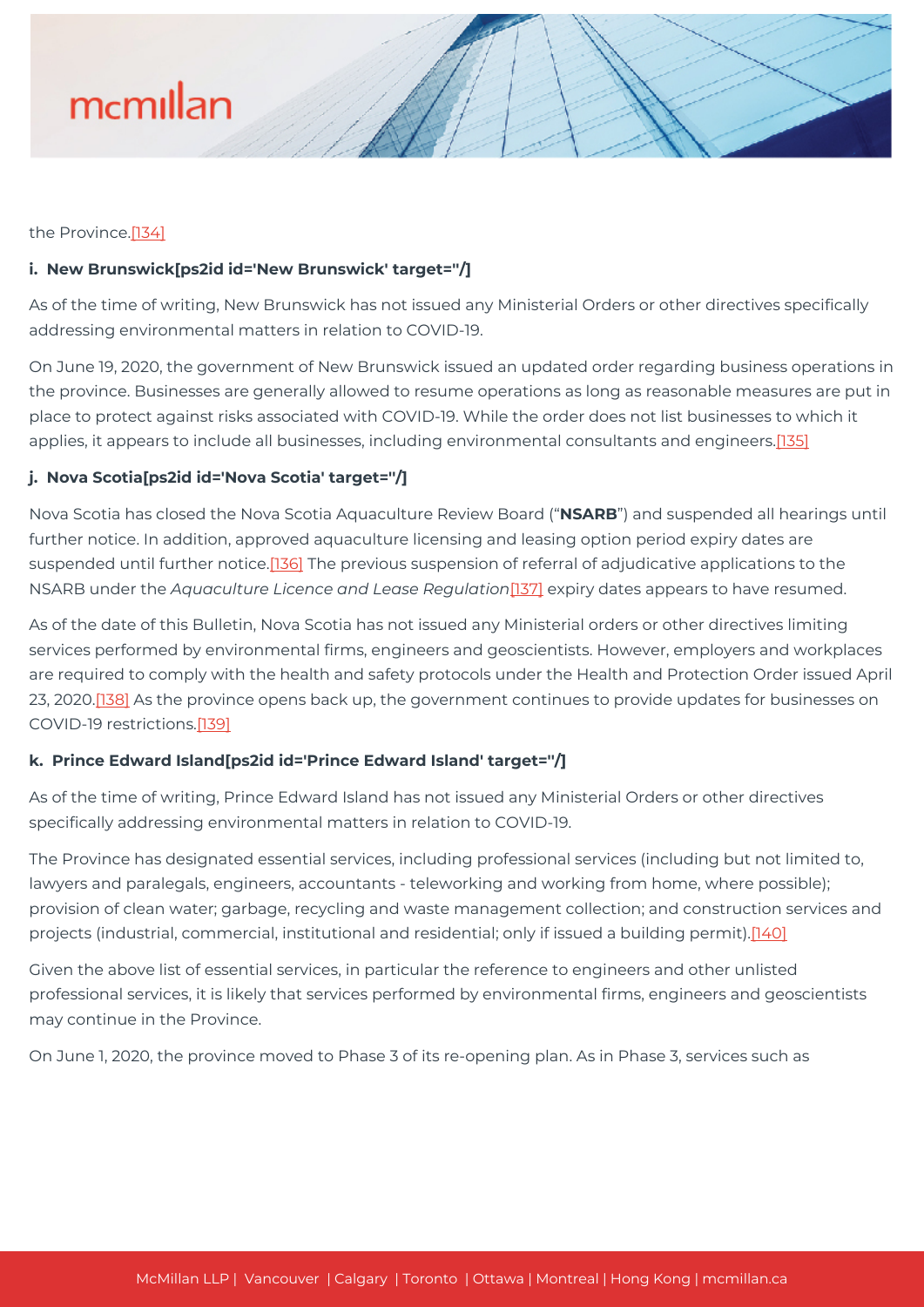the Province.[134]

#### i. New Brunswick[ps2id id='New Brunswick' target=''/]

As of the time of writing, New Brunswick has not issued any Ministerial Orders or other directives specifically addressing environmental matters in relation to COVID-19.

On June 19, 2020, the government of New Brunswick issued an updated order regarding business operations in the province. Businesses are generally allowed to resume operations as long as reasonable measures are put in place to protect against risks associated with COVID-19. While the order does not list businesses to which it applies, it appears to include all businesses, including environmental consultants and engineers.[135]

#### j. Nova Scotia[ps2id id='Nova Scotia' target=''/]

Nova Scotia has closed the Nova Scotia Aquaculture Review Board ("**NSARB**") and suspended all hearings until further notice. In addition, approved aquaculture licensing and leasing option period expiry dates are suspended until further notice.[136] The previous suspension of referral of adjudicative applications to the NSARB under the *Aquaculture Licence and Lease Regulation*[137] expiry dates appears to have resumed.

As of the date of this Bulletin, Nova Scotia has not issued any Ministerial orders or other directives limiting services performed by environmental firms, engineers and geoscientists. However, employers and workplaces are required to comply with the health and safety protocols under the Health and Protection Order issued April 23, 2020.[138] As the province opens back up, the government continues to provide updates for businesses on COVID-19 restrictions.[139]

#### k. Prince Edward Island[ps2id id='Prince Edward Island' target=''/]

As of the time of writing, Prince Edward Island has not issued any Ministerial Orders or other directives specifically addressing environmental matters in relation to COVID-19.

The Province has designated essential services, including professional services (including but not limited to, lawyers and paralegals, engineers, accountants - teleworking and working from home, where possible); provision of clean water; garbage, recycling and waste management collection; and construction services and projects (industrial, commercial, institutional and residential; only if issued a building permit).[140]

Given the above list of essential services, in particular the reference to engineers and other unlisted professional services, it is likely that services performed by environmental firms, engineers and geoscientists may continue in the Province.

On June 1, 2020, the province moved to Phase 3 of its re-opening plan. As in Phase 3, services such as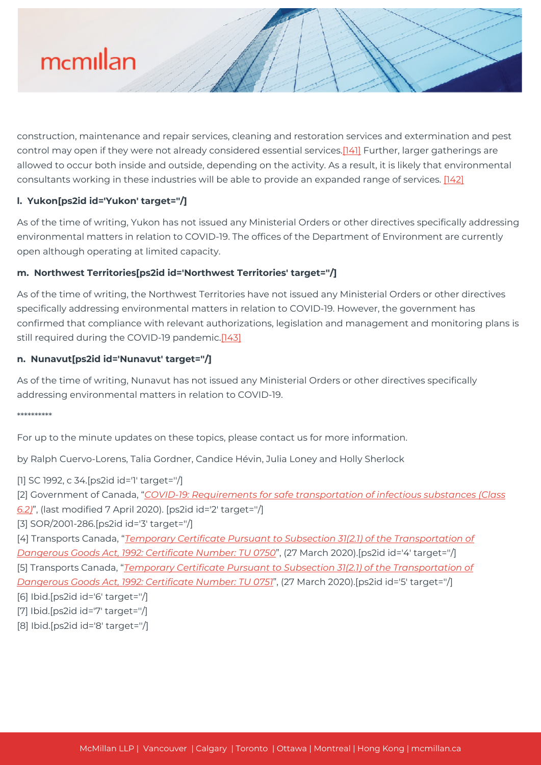construction, maintenance and repair services, cleaning and restoration services and extermination and pest control may open if they were not already considered essential services.[141] Further, larger gatherings are allowed to occur both inside and outside, depending on the activity. As a result, it is likely that environmental consultants working in these industries will be able to provide an expanded range of services. [142]

#### l. Yukon[ps2id id='Yukon' target=''/]

As of the time of writing, Yukon has not issued any Ministerial Orders or other directives specifically addressing environmental matters in relation to COVID-19. The offices of the Department of Environment are currently open although operating at limited capacity.

#### m. Northwest Territories[ps2id id='Northwest Territories' target=''/]

As of the time of writing, the Northwest Territories have not issued any Ministerial Orders or other directives specifically addressing environmental matters in relation to COVID-19. However, the government has confirmed that compliance with relevant authorizations, legislation and management and monitoring plans is still required during the COVID-19 pandemic.[143]

#### n. Nunavut[ps2id id='Nunavut' target=''/]

As of the time of writing, Nunavut has not issued any Ministerial Orders or other directives specifically addressing environmental matters in relation to COVID-19.

**********

For up to the minute updates on these topics, please contact us for more information.

by Ralph Cuervo-Lorens, Talia Gordner, Candice Hévin, Julia Loney and Holly Sherlock

[1] SC 1992, c 34.[ps2id id='1' target=''/]
[2] Government of Canada, "*COVID-19: Requirements for safe transportation of infectious substances (Class 6.2)*", (last modified 7 April 2020). [ps2id id='2' target=''/]
[3] SOR/2001-286.[ps2id id='3' target=''/]
[4] Transports Canada, "*Temporary Certificate Pursuant to Subsection 31(2.1) of the Transportation of Dangerous Goods Act, 1992: Certificate Number: TU 0750*", (27 March 2020).[ps2id id='4' target=''/]
[5] Transports Canada, "*Temporary Certificate Pursuant to Subsection 31(2.1) of the Transportation of Dangerous Goods Act, 1992: Certificate Number: TU 0751*", (27 March 2020).[ps2id id='5' target=''/]
[6] Ibid.[ps2id id='6' target=''/]
[7] Ibid.[ps2id id='7' target=''/]
[8] Ibid.[ps2id id='8' target=''/]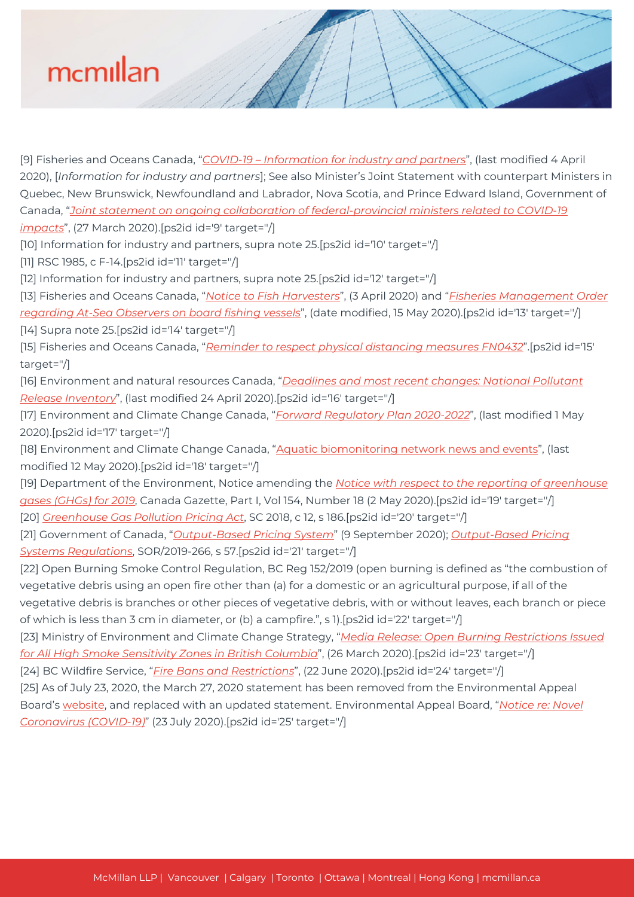[9] Fisheries and Oceans Canada, "*COVID-19 – Information for industry and partners*", (last modified 4 April 2020), [*Information for industry and partners*]; See also Minister's Joint Statement with counterpart Ministers in Quebec, New Brunswick, Newfoundland and Labrador, Nova Scotia, and Prince Edward Island, Government of Canada, "*Joint statement on ongoing collaboration of federal-provincial ministers related to COVID-19 impacts*", (27 March 2020).[ps2id id='9' target=''/]

[10] Information for industry and partners, supra note 25.[ps2id id='10' target=''/]

[11] RSC 1985, c F-14.[ps2id id='11' target=''/]

[12] Information for industry and partners, supra note 25.[ps2id id='12' target=''/]

[13] Fisheries and Oceans Canada, "*Notice to Fish Harvesters*", (3 April 2020) and "*Fisheries Management Order regarding At-Sea Observers on board fishing vessels*", (date modified, 15 May 2020).[ps2id id='13' target=''/]

[14] Supra note 25.[ps2id id='14' target=''/]

[15] Fisheries and Oceans Canada, "*Reminder to respect physical distancing measures FN0432*".[ps2id id='15' target=''/]

[16] Environment and natural resources Canada, "*Deadlines and most recent changes: National Pollutant Release Inventory*", (last modified 24 April 2020).[ps2id id='16' target=''/]

[17] Environment and Climate Change Canada, "*Forward Regulatory Plan 2020-2022*", (last modified 1 May 2020).[ps2id id='17' target=''/]

[18] Environment and Climate Change Canada, "Aquatic biomonitoring network news and events", (last modified 12 May 2020).[ps2id id='18' target=''/]

[19] Department of the Environment, Notice amending the *Notice with respect to the reporting of greenhouse gases (GHGs) for 2019*, Canada Gazette, Part I, Vol 154, Number 18 (2 May 2020).[ps2id id='19' target=''/]

[20] *Greenhouse Gas Pollution Pricing Act*, SC 2018, c 12, s 186.[ps2id id='20' target=''/]

[21] Government of Canada, "*Output-Based Pricing System*" (9 September 2020); *Output-Based Pricing Systems Regulations*, SOR/2019-266, s 57.[ps2id id='21' target=''/]

[22] Open Burning Smoke Control Regulation, BC Reg 152/2019 (open burning is defined as "the combustion of vegetative debris using an open fire other than (a) for a domestic or an agricultural purpose, if all of the vegetative debris is branches or other pieces of vegetative debris, with or without leaves, each branch or piece of which is less than 3 cm in diameter, or (b) a campfire.", s 1).[ps2id id='22' target=''/]

[23] Ministry of Environment and Climate Change Strategy, "*Media Release: Open Burning Restrictions Issued for All High Smoke Sensitivity Zones in British Columbia*", (26 March 2020).[ps2id id='23' target=''/]

[24] BC Wildfire Service, "*Fire Bans and Restrictions*", (22 June 2020).[ps2id id='24' target=''/]

[25] As of July 23, 2020, the March 27, 2020 statement has been removed from the Environmental Appeal Board's website, and replaced with an updated statement. Environmental Appeal Board, "*Notice re: Novel Coronavirus (COVID-19)*" (23 July 2020).[ps2id id='25' target=''/]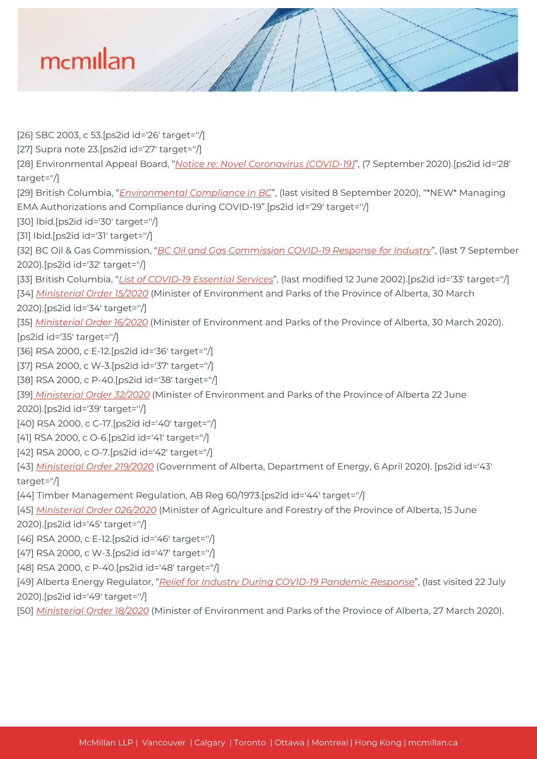[26] SBC 2003, c 53.[ps2id id='26' target=''/]

[27] Supra note 23.[ps2id id='27' target=''/]

[28] Environmental Appeal Board, "*Notice re: Novel Coronavirus (COVID-19)*", (7 September 2020).[ps2id id='28' target=''/]

[29] British Columbia, "*Environmental Compliance in BC*", (last visited 8 September 2020), "*NEW* Managing EMA Authorizations and Compliance during COVID-19".[ps2id id='29' target=''/]

[30] Ibid.[ps2id id='30' target=''/]

[31] Ibid.[ps2id id='31' target=''/]

[32] BC Oil & Gas Commission, "*BC Oil and Gas Commission COVID-19 Response for Industry*", (last 7 September 2020).[ps2id id='32' target=''/]

[33] British Columbia, "*List of COVID-19 Essential Services*", (last modified 12 June 2002).[ps2id id='33' target=''/]

[34] *Ministerial Order 15/2020* (Minister of Environment and Parks of the Province of Alberta, 30 March 2020).[ps2id id='34' target=''/]

[35] *Ministerial Order 16/2020* (Minister of Environment and Parks of the Province of Alberta, 30 March 2020).[ps2id id='35' target=''/]

[36] RSA 2000, c E-12.[ps2id id='36' target=''/]

[37] RSA 2000, c W-3.[ps2id id='37' target=''/]

[38] RSA 2000, c P-40.[ps2id id='38' target=''/]

[39] *Ministerial Order 32/2020* (Minister of Environment and Parks of the Province of Alberta 22 June 2020).[ps2id id='39' target=''/]

[40] RSA 2000, c C-17.[ps2id id='40' target=''/]

[41] RSA 2000, c O-6.[ps2id id='41' target=''/]

[42] RSA 2000, c O-7.[ps2id id='42' target=''/]

[43] *Ministerial Order 219/2020* (Government of Alberta, Department of Energy, 6 April 2020). [ps2id id='43' target=''/]

[44] Timber Management Regulation, AB Reg 60/1973.[ps2id id='44' target=''/]

[45] *Ministerial Order 026/2020* (Minister of Agriculture and Forestry of the Province of Alberta, 15 June 2020).[ps2id id='45' target=''/]

[46] RSA 2000, c E-12.[ps2id id='46' target=''/]

[47] RSA 2000, c W-3.[ps2id id='47' target=''/]

[48] RSA 2000, c P-40.[ps2id id='48' target=''/]

[49] Alberta Energy Regulator, "*Relief for Industry During COVID-19 Pandemic Response*", (last visited 22 July 2020).[ps2id id='49' target=''/]

[50] *Ministerial Order 18/2020* (Minister of Environment and Parks of the Province of Alberta, 27 March 2020).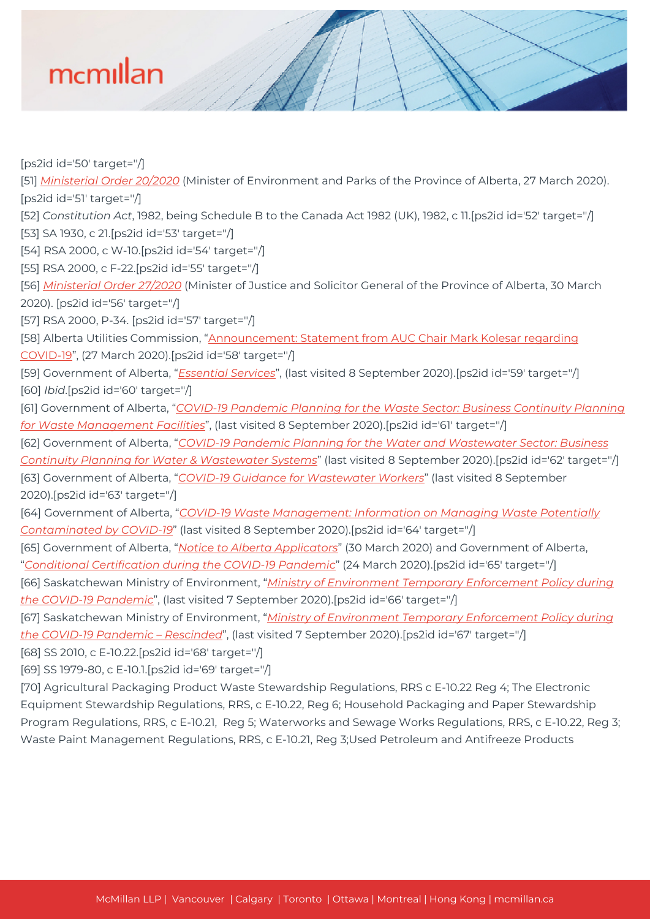[ps2id id='50' target=''/]

[51] *Ministerial Order 20/2020* (Minister of Environment and Parks of the Province of Alberta, 27 March 2020). [ps2id id='51' target=''/]

[52] *Constitution Act*, 1982, being Schedule B to the Canada Act 1982 (UK), 1982, c 11.[ps2id id='52' target=''/]

[53] SA 1930, c 21.[ps2id id='53' target=''/]

[54] RSA 2000, c W-10.[ps2id id='54' target=''/]

[55] RSA 2000, c F-22.[ps2id id='55' target=''/]

[56] *Ministerial Order 27/2020* (Minister of Justice and Solicitor General of the Province of Alberta, 30 March 2020). [ps2id id='56' target=''/]

[57] RSA 2000, P-34. [ps2id id='57' target=''/]

[58] Alberta Utilities Commission, "Announcement: Statement from AUC Chair Mark Kolesar regarding COVID-19", (27 March 2020).[ps2id id='58' target=''/]

[59] Government of Alberta, "*Essential Services*", (last visited 8 September 2020).[ps2id id='59' target=''/]

[60] *Ibid*.[ps2id id='60' target=''/]

[61] Government of Alberta, "*COVID-19 Pandemic Planning for the Waste Sector: Business Continuity Planning for Waste Management Facilities*", (last visited 8 September 2020).[ps2id id='61' target=''/]

[62] Government of Alberta, "*COVID-19 Pandemic Planning for the Water and Wastewater Sector: Business Continuity Planning for Water & Wastewater Systems*" (last visited 8 September 2020).[ps2id id='62' target=''/]

[63] Government of Alberta, "*COVID-19 Guidance for Wastewater Workers*" (last visited 8 September 2020).[ps2id id='63' target=''/]

[64] Government of Alberta, "*COVID-19 Waste Management: Information on Managing Waste Potentially Contaminated by COVID-19*" (last visited 8 September 2020).[ps2id id='64' target=''/]

[65] Government of Alberta, "*Notice to Alberta Applicators*" (30 March 2020) and Government of Alberta, "*Conditional Certification during the COVID-19 Pandemic*" (24 March 2020).[ps2id id='65' target=''/]

[66] Saskatchewan Ministry of Environment, "*Ministry of Environment Temporary Enforcement Policy during the COVID-19 Pandemic*", (last visited 7 September 2020).[ps2id id='66' target=''/]

[67] Saskatchewan Ministry of Environment, "*Ministry of Environment Temporary Enforcement Policy during the COVID-19 Pandemic – Rescinded*", (last visited 7 September 2020).[ps2id id='67' target=''/]

[68] SS 2010, c E-10.22.[ps2id id='68' target=''/]

[69] SS 1979-80, c E-10.1.[ps2id id='69' target=''/]

[70] Agricultural Packaging Product Waste Stewardship Regulations, RRS c E-10.22 Reg 4; The Electronic Equipment Stewardship Regulations, RRS, c E-10.22, Reg 6; Household Packaging and Paper Stewardship Program Regulations, RRS, c E-10.21, Reg 5; Waterworks and Sewage Works Regulations, RRS, c E-10.22, Reg 3; Waste Paint Management Regulations, RRS, c E-10.21, Reg 3;Used Petroleum and Antifreeze Products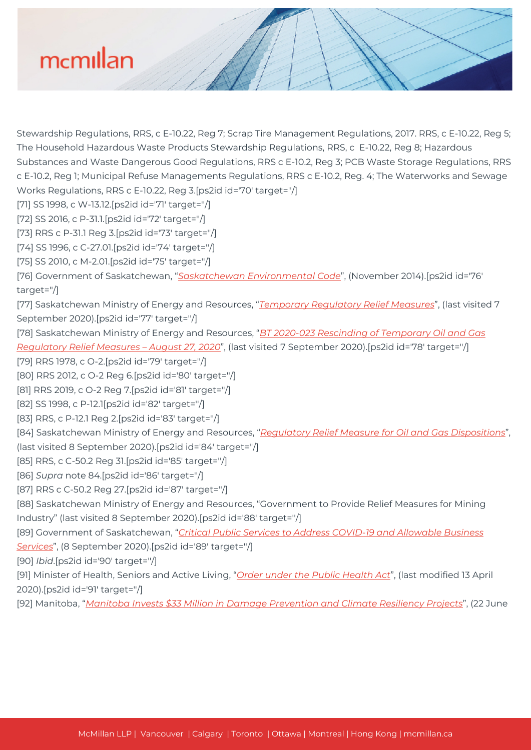Stewardship Regulations, RRS, c E-10.22, Reg 7; Scrap Tire Management Regulations, 2017. RRS, c E-10.22, Reg 5; The Household Hazardous Waste Products Stewardship Regulations, RRS, c  E-10.22, Reg 8; Hazardous Substances and Waste Dangerous Good Regulations, RRS c E-10.2, Reg 3; PCB Waste Storage Regulations, RRS c E-10.2, Reg 1; Municipal Refuse Managements Regulations, RRS c E-10.2, Reg. 4; The Waterworks and Sewage Works Regulations, RRS c E-10.22, Reg 3.[ps2id id='70' target=''/]

[71] SS 1998, c W-13.12.[ps2id id='71' target=''/]

[72] SS 2016, c P-31.1.[ps2id id='72' target=''/]

[73] RRS c P-31.1 Reg 3.[ps2id id='73' target=''/]

[74] SS 1996, c C-27.01.[ps2id id='74' target=''/]

[75] SS 2010, c M-2.01.[ps2id id='75' target=''/]

[76] Government of Saskatchewan, "*Saskatchewan Environmental Code*", (November 2014).[ps2id id='76' target=''/]

[77] Saskatchewan Ministry of Energy and Resources, "*Temporary Regulatory Relief Measures*", (last visited 7 September 2020).[ps2id id='77' target=''/]

[78] Saskatchewan Ministry of Energy and Resources, "*BT 2020-023 Rescinding of Temporary Oil and Gas Regulatory Relief Measures – August 27, 2020*", (last visited 7 September 2020).[ps2id id='78' target=''/]

[79] RRS 1978, c O-2.[ps2id id='79' target=''/]

[80] RRS 2012, c O-2 Reg 6.[ps2id id='80' target=''/]

[81] RRS 2019, c O-2 Reg 7.[ps2id id='81' target=''/]

[82] SS 1998, c P-12.1[ps2id id='82' target=''/]

[83] RRS, c P-12.1 Reg 2.[ps2id id='83' target=''/]

[84] Saskatchewan Ministry of Energy and Resources, "*Regulatory Relief Measure for Oil and Gas Dispositions*", (last visited 8 September 2020).[ps2id id='84' target=''/]

[85] RRS, c C-50.2 Reg 31.[ps2id id='85' target=''/]

[86] *Supra* note 84.[ps2id id='86' target=''/]

[87] RRS c C-50.2 Reg 27.[ps2id id='87' target=''/]

[88] Saskatchewan Ministry of Energy and Resources, "Government to Provide Relief Measures for Mining Industry" (last visited 8 September 2020).[ps2id id='88' target=''/]

[89] Government of Saskatchewan, "*Critical Public Services to Address COVID-19 and Allowable Business Services*", (8 September 2020).[ps2id id='89' target=''/]

[90] *Ibid*.[ps2id id='90' target=''/]

[91] Minister of Health, Seniors and Active Living, "*Order under the Public Health Act*", (last modified 13 April 2020).[ps2id id='91' target=''/]

[92] Manitoba, "*Manitoba Invests $33 Million in Damage Prevention and Climate Resiliency Projects*", (22 June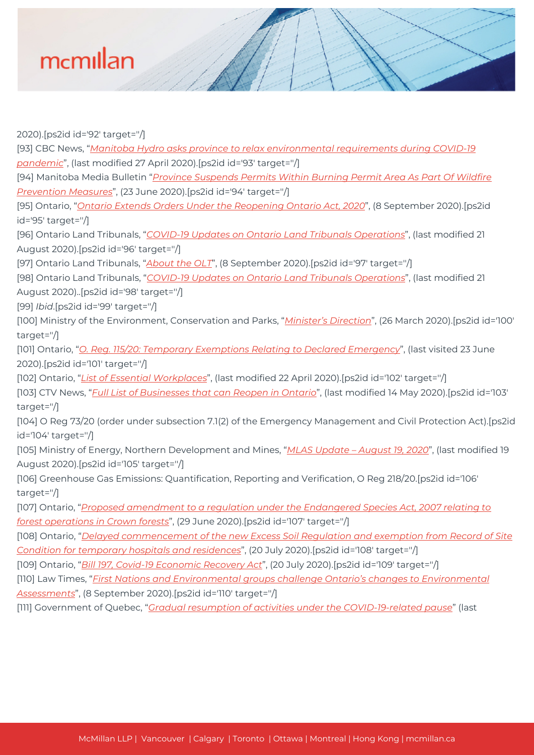2020).[ps2id id='92' target=''/]

[93] CBC News, "*Manitoba Hydro asks province to relax environmental requirements during COVID-19 pandemic*", (last modified 27 April 2020).[ps2id id='93' target=''/]

[94] Manitoba Media Bulletin "*Province Suspends Permits Within Burning Permit Area As Part Of Wildfire Prevention Measures*", (23 June 2020).[ps2id id='94' target=''/]

[95] Ontario, "*Ontario Extends Orders Under the Reopening Ontario Act, 2020*", (8 September 2020).[ps2id id='95' target=''/]

[96] Ontario Land Tribunals, "*COVID-19 Updates on Ontario Land Tribunals Operations*", (last modified 21 August 2020).[ps2id id='96' target=''/]

[97] Ontario Land Tribunals, "*About the OLT*", (8 September 2020).[ps2id id='97' target=''/]

[98] Ontario Land Tribunals, "*COVID-19 Updates on Ontario Land Tribunals Operations*", (last modified 21 August 2020)..[ps2id id='98' target=''/]

[99] *Ibid*.[ps2id id='99' target=''/]

[100] Ministry of the Environment, Conservation and Parks, "*Minister's Direction*", (26 March 2020).[ps2id id='100' target=''/]

[101] Ontario, "*O. Reg. 115/20: Temporary Exemptions Relating to Declared Emergency*", (last visited 23 June 2020).[ps2id id='101' target=''/]

[102] Ontario, "*List of Essential Workplaces*", (last modified 22 April 2020).[ps2id id='102' target=''/]

[103] CTV News, "*Full List of Businesses that can Reopen in Ontario*", (last modified 14 May 2020).[ps2id id='103' target=''/]

[104] O Reg 73/20 (order under subsection 7.1(2) of the Emergency Management and Civil Protection Act).[ps2id id='104' target=''/]

[105] Ministry of Energy, Northern Development and Mines, "*MLAS Update – August 19, 2020*", (last modified 19 August 2020).[ps2id id='105' target=''/]

[106] Greenhouse Gas Emissions: Quantification, Reporting and Verification, O Reg 218/20.[ps2id id='106' target=''/]

[107] Ontario, "*Proposed amendment to a regulation under the Endangered Species Act, 2007 relating to forest operations in Crown forests*", (29 June 2020).[ps2id id='107' target=''/]

[108] Ontario, "*Delayed commencement of the new Excess Soil Regulation and exemption from Record of Site Condition for temporary hospitals and residences*", (20 July 2020).[ps2id id='108' target=''/]

[109] Ontario, "*Bill 197, Covid-19 Economic Recovery Act*", (20 July 2020).[ps2id id='109' target=''/]

[110] Law Times, "*First Nations and Environmental groups challenge Ontario's changes to Environmental Assessments*", (8 September 2020).[ps2id id='110' target=''/]

[111] Government of Quebec, "*Gradual resumption of activities under the COVID-19-related pause*" (last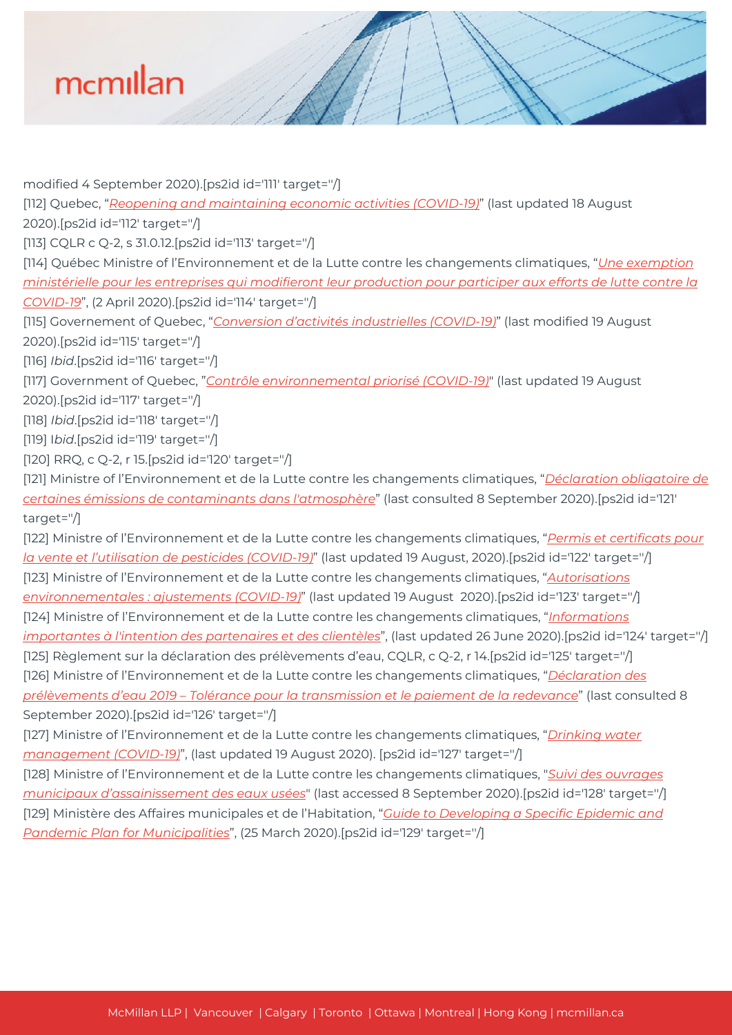modified 4 September 2020).[ps2id id='111' target=''/]

[112] Quebec, "*Reopening and maintaining economic activities (COVID-19)*" (last updated 18 August 2020).[ps2id id='112' target=''/]

[113] CQLR c Q-2, s 31.0.12.[ps2id id='113' target=''/]

[114] Québec Ministre of l'Environnement et de la Lutte contre les changements climatiques, "*Une exemption ministérielle pour les entreprises qui modifieront leur production pour participer aux efforts de lutte contre la COVID-19*", (2 April 2020).[ps2id id='114' target=''/]

[115] Governement of Quebec, "*Conversion d'activités industrielles (COVID-19)*" (last modified 19 August 2020).[ps2id id='115' target=''/]

[116] *Ibid*.[ps2id id='116' target=''/]

[117] Government of Quebec, "*Contrôle environnemental priorisé (COVID-19)*" (last updated 19 August 2020).[ps2id id='117' target=''/]

[118] *Ibid*.[ps2id id='118' target=''/]

[119] I*bid*.[ps2id id='119' target=''/]

[120] RRQ, c Q-2, r 15.[ps2id id='120' target=''/]

[121] Ministre of l'Environnement et de la Lutte contre les changements climatiques, "*Déclaration obligatoire de certaines émissions de contaminants dans l'atmosphère*" (last consulted 8 September 2020).[ps2id id='121' target=''/]

[122] Ministre of l'Environnement et de la Lutte contre les changements climatiques, "*Permis et certificats pour la vente et l'utilisation de pesticides (COVID-19)*" (last updated 19 August, 2020).[ps2id id='122' target=''/]

[123] Ministre of l'Environnement et de la Lutte contre les changements climatiques, "*Autorisations environnementales : ajustements (COVID-19)*" (last updated 19 August 2020).[ps2id id='123' target=''/]

[124] Ministre of l'Environnement et de la Lutte contre les changements climatiques, "*Informations importantes à l'intention des partenaires et des clientèles*", (last updated 26 June 2020).[ps2id id='124' target=''/]

[125] Règlement sur la déclaration des prélèvements d'eau, CQLR, c Q-2, r 14.[ps2id id='125' target=''/]

[126] Ministre of l'Environnement et de la Lutte contre les changements climatiques, "*Déclaration des prélèvements d'eau 2019 – Tolérance pour la transmission et le paiement de la redevance*" (last consulted 8 September 2020).[ps2id id='126' target=''/]

[127] Ministre of l'Environnement et de la Lutte contre les changements climatiques, "*Drinking water management (COVID-19)*", (last updated 19 August 2020). [ps2id id='127' target=''/]

[128] Ministre of l'Environnement et de la Lutte contre les changements climatiques, "*Suivi des ouvrages municipaux d'assainissement des eaux usées*" (last accessed 8 September 2020).[ps2id id='128' target=''/]

[129] Ministère des Affaires municipales et de l'Habitation, "*Guide to Developing a Specific Epidemic and Pandemic Plan for Municipalities*", (25 March 2020).[ps2id id='129' target=''/]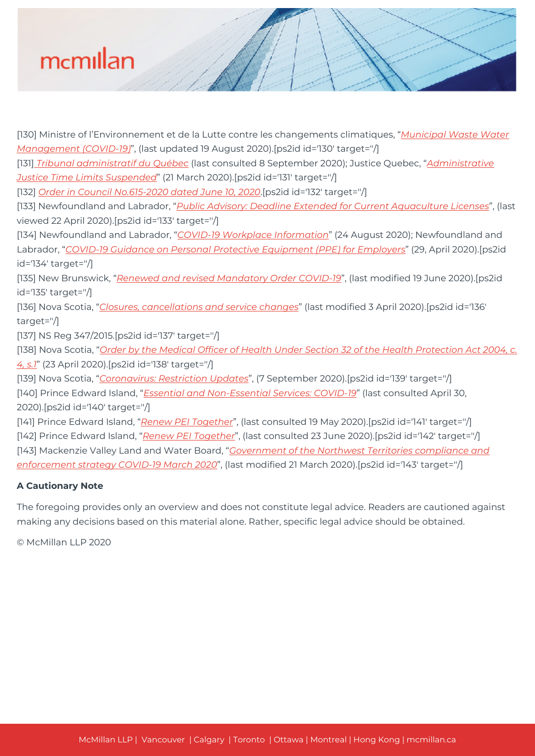[130] Ministre of l'Environnement et de la Lutte contre les changements climatiques, "*Municipal Waste Water Management (COVID-19)*", (last updated 19 August 2020).[ps2id id='130' target=''/]

[131] *Tribunal administratif du Québec* (last consulted 8 September 2020); Justice Quebec, "*Administrative Justice Time Limits Suspended*" (21 March 2020).[ps2id id='131' target=''/]

[132] *Order in Council No.615-2020 dated June 10, 2020*.[ps2id id='132' target=''/]

[133] Newfoundland and Labrador, "*Public Advisory: Deadline Extended for Current Aquaculture Licenses*", (last viewed 22 April 2020).[ps2id id='133' target=''/]

[134] Newfoundland and Labrador, "*COVID-19 Workplace Information*" (24 August 2020); Newfoundland and Labrador, "*COVID-19 Guidance on Personal Protective Equipment (PPE) for Employers*" (29, April 2020).[ps2id id='134' target=''/]

[135] New Brunswick, "*Renewed and revised Mandatory Order COVID-19*", (last modified 19 June 2020).[ps2id id='135' target=''/]

[136] Nova Scotia, "*Closures, cancellations and service changes*" (last modified 3 April 2020).[ps2id id='136' target=''/]

[137] NS Reg 347/2015.[ps2id id='137' target=''/]

[138] Nova Scotia, "*Order by the Medical Officer of Health Under Section 32 of the Health Protection Act 2004, c. 4, s.1*" (23 April 2020).[ps2id id='138' target=''/]

[139] Nova Scotia, "*Coronavirus: Restriction Updates*", (7 September 2020).[ps2id id='139' target=''/]

[140] Prince Edward Island, "*Essential and Non-Essential Services: COVID-19*" (last consulted April 30, 2020).[ps2id id='140' target=''/]

[141] Prince Edward Island, "*Renew PEI Together*", (last consulted 19 May 2020).[ps2id id='141' target=''/]

[142] Prince Edward Island, "*Renew PEI Together*", (last consulted 23 June 2020).[ps2id id='142' target=''/]

[143] Mackenzie Valley Land and Water Board, "*Government of the Northwest Territories compliance and enforcement strategy COVID-19 March 2020*", (last modified 21 March 2020).[ps2id id='143' target=''/]

**A Cautionary Note**

The foregoing provides only an overview and does not constitute legal advice. Readers are cautioned against making any decisions based on this material alone. Rather, specific legal advice should be obtained.

© McMillan LLP 2020